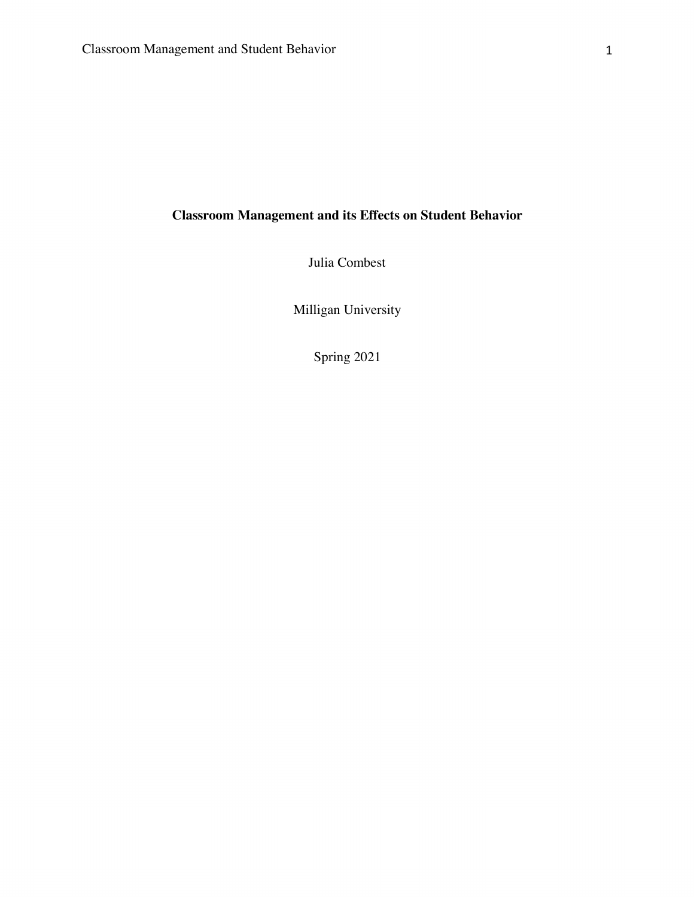**Classroom Management and its Effects on Student Behavior**

Julia Combest

Milligan University

Spring 2021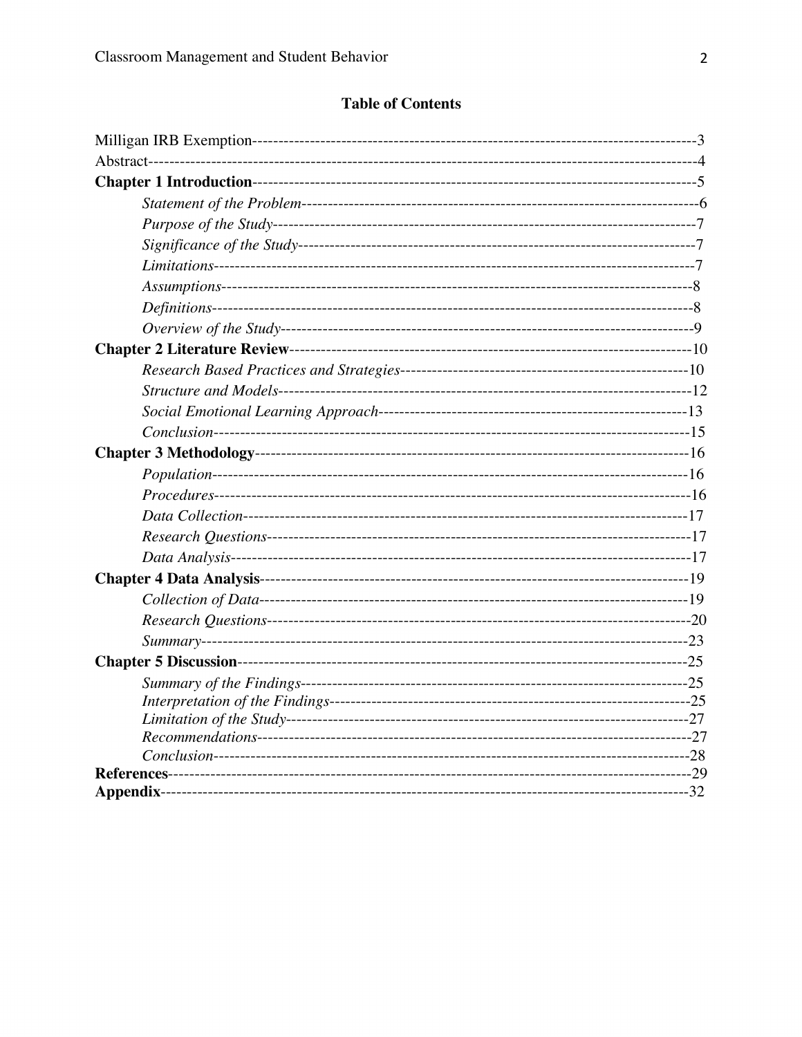## Table of Contents

Milligan IRB Exemption------------------------------------------------------------------------------------3
Abstract-------------------------------------------------------------------------------------------------------4
**Chapter 1 Introduction**------------------------------------------------------------------------------5
- *Statement of the Problem*---------------------------------------------------------------------6
- *Purpose of the Study*--------------------------------------------------------------------------7
- *Significance of the Study*---------------------------------------------------------------------7
- *Limitations*--------------------------------------------------------------------------------------7
- *Assumptions*------------------------------------------------------------------------------------8
- *Definitions*--------------------------------------------------------------------------------------8
- *Overview of the Study*------------------------------------------------------------------------9

**Chapter 2 Literature Review**-------------------------------------------------------------------10
- *Research Based Practices and Strategies*---------------------------------------------------10
- *Structure and Models*-------------------------------------------------------------------------12
- *Social Emotional Learning Approach*------------------------------------------------------13
- *Conclusion*-------------------------------------------------------------------------------------15

**Chapter 3 Methodology**-----------------------------------------------------------------------16
- *Population*--------------------------------------------------------------------------------------16
- *Procedures*-------------------------------------------------------------------------------------16
- *Data Collection*--------------------------------------------------------------------------------17
- *Research Questions*---------------------------------------------------------------------------17
- *Data Analysis*----------------------------------------------------------------------------------17

**Chapter 4 Data Analysis**----------------------------------------------------------------------19
- *Collection of Data*-----------------------------------------------------------------------------19
- *Research Questions*---------------------------------------------------------------------------20
- *Summary*----------------------------------------------------------------------------------------23

**Chapter 5 Discussion**--------------------------------------------------------------------------25
- *Summary of the Findings*--------------------------------------------------------------------25
- *Interpretation of the Findings*----------------------------------------------------------------25
- *Limitation of the Study*-----------------------------------------------------------------------27
- *Recommendations*----------------------------------------------------------------------------27
- *Conclusion*--------------------------------------------------------------------------------------28

**References**---------------------------------------------------------------------------------------29
**Appendix**----------------------------------------------------------------------------------------32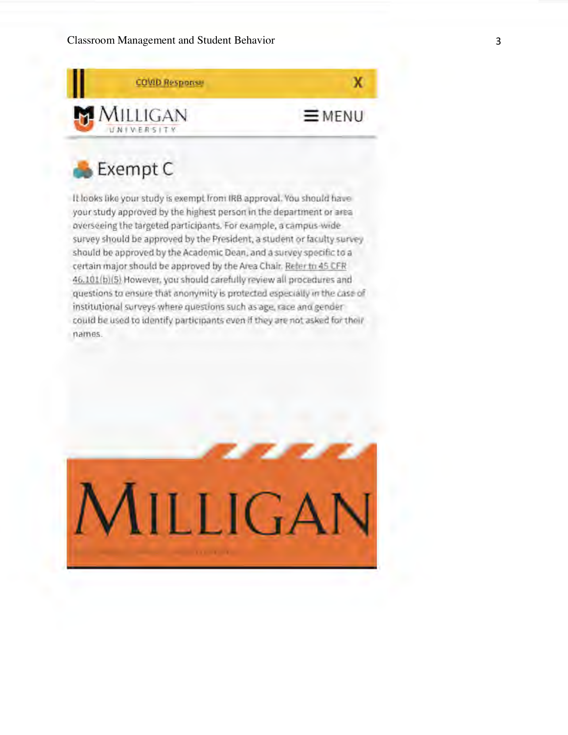COVID Response X

MILLIGAN UNIVERSITY ≡ MENU

# Exempt C

It looks like your study is exempt from IRB approval. You should have your study approved by the highest person in the department or area overseeing the targeted participants. For example, a campus-wide survey should be approved by the President, a student or faculty survey should be approved by the Academic Dean, and a survey specific to a certain major should be approved by the Area Chair. Refer to 45 CFR 46.101(b)(5) However, you should carefully review all procedures and questions to ensure that anonymity is protected especially in the case of institutional surveys where questions such as age, race and gender could be used to identify participants even if they are not asked for their names.

MILLIGAN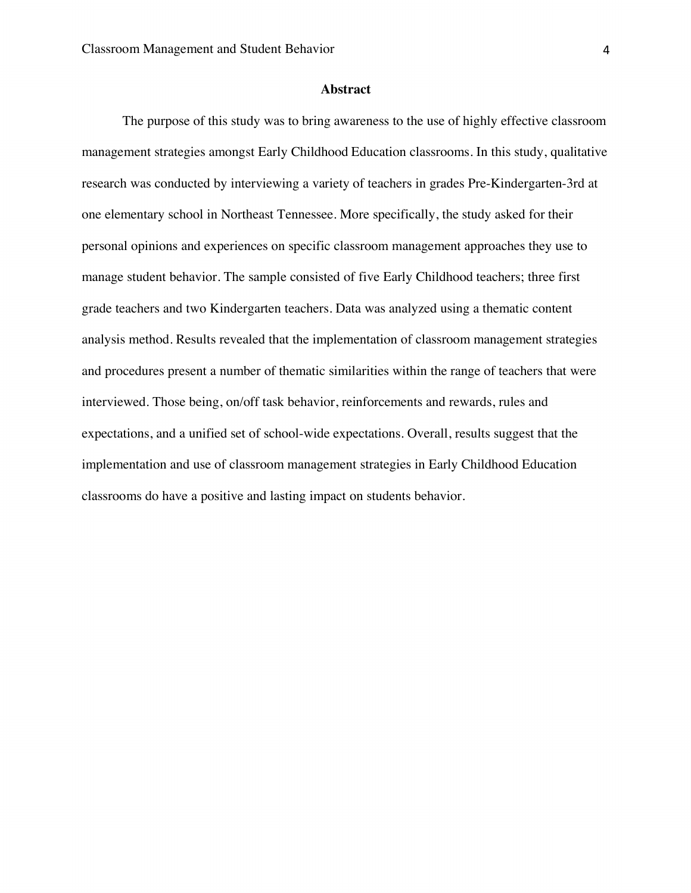## Abstract

The purpose of this study was to bring awareness to the use of highly effective classroom management strategies amongst Early Childhood Education classrooms. In this study, qualitative research was conducted by interviewing a variety of teachers in grades Pre-Kindergarten-3rd at one elementary school in Northeast Tennessee. More specifically, the study asked for their personal opinions and experiences on specific classroom management approaches they use to manage student behavior. The sample consisted of five Early Childhood teachers; three first grade teachers and two Kindergarten teachers. Data was analyzed using a thematic content analysis method. Results revealed that the implementation of classroom management strategies and procedures present a number of thematic similarities within the range of teachers that were interviewed. Those being, on/off task behavior, reinforcements and rewards, rules and expectations, and a unified set of school-wide expectations. Overall, results suggest that the implementation and use of classroom management strategies in Early Childhood Education classrooms do have a positive and lasting impact on students behavior.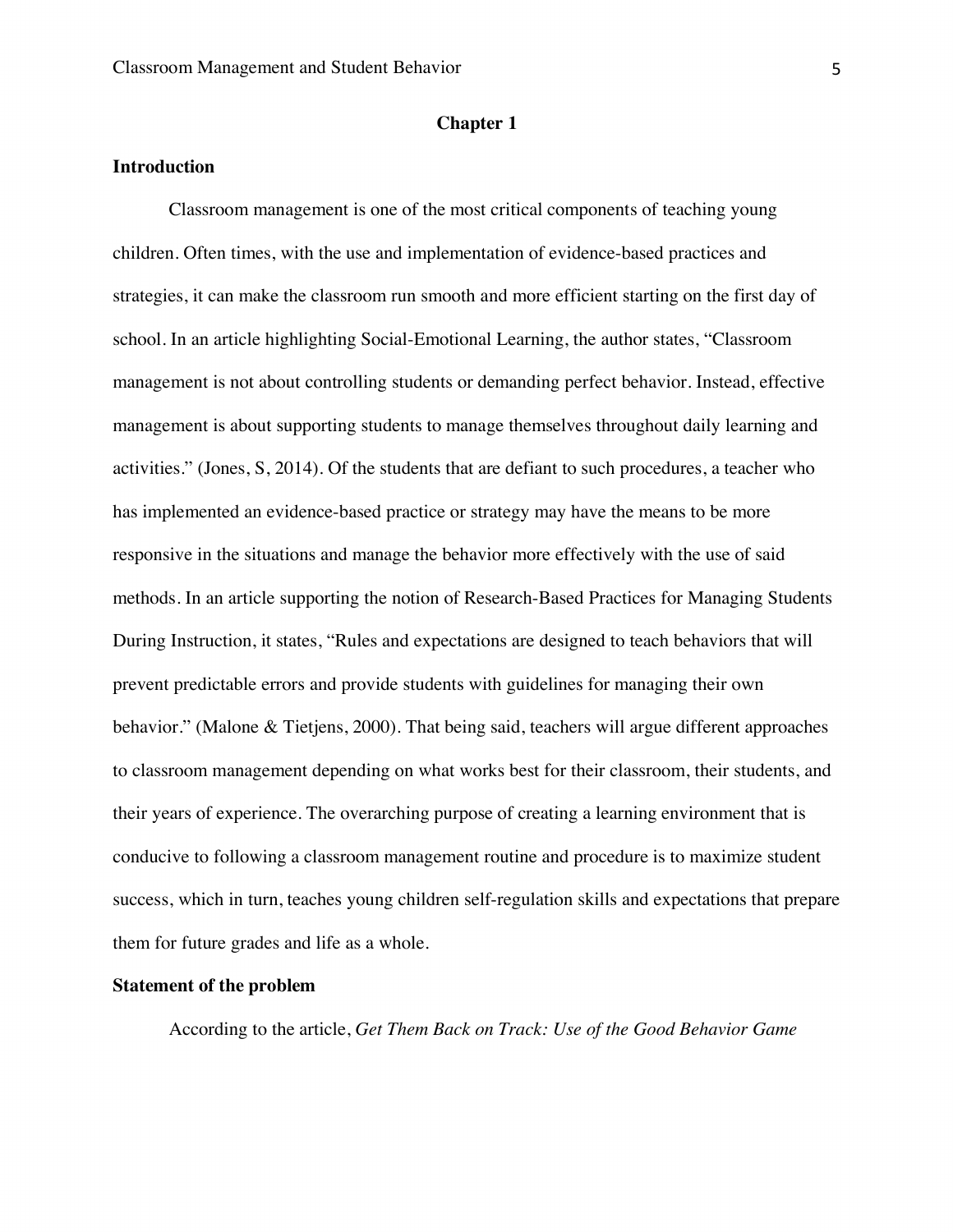## Chapter 1

### Introduction

Classroom management is one of the most critical components of teaching young children. Often times, with the use and implementation of evidence-based practices and strategies, it can make the classroom run smooth and more efficient starting on the first day of school. In an article highlighting Social-Emotional Learning, the author states, "Classroom management is not about controlling students or demanding perfect behavior. Instead, effective management is about supporting students to manage themselves throughout daily learning and activities." (Jones, S, 2014). Of the students that are defiant to such procedures, a teacher who has implemented an evidence-based practice or strategy may have the means to be more responsive in the situations and manage the behavior more effectively with the use of said methods. In an article supporting the notion of Research-Based Practices for Managing Students During Instruction, it states, "Rules and expectations are designed to teach behaviors that will prevent predictable errors and provide students with guidelines for managing their own behavior." (Malone & Tietjens, 2000). That being said, teachers will argue different approaches to classroom management depending on what works best for their classroom, their students, and their years of experience. The overarching purpose of creating a learning environment that is conducive to following a classroom management routine and procedure is to maximize student success, which in turn, teaches young children self-regulation skills and expectations that prepare them for future grades and life as a whole.

### Statement of the problem

According to the article, *Get Them Back on Track: Use of the Good Behavior Game*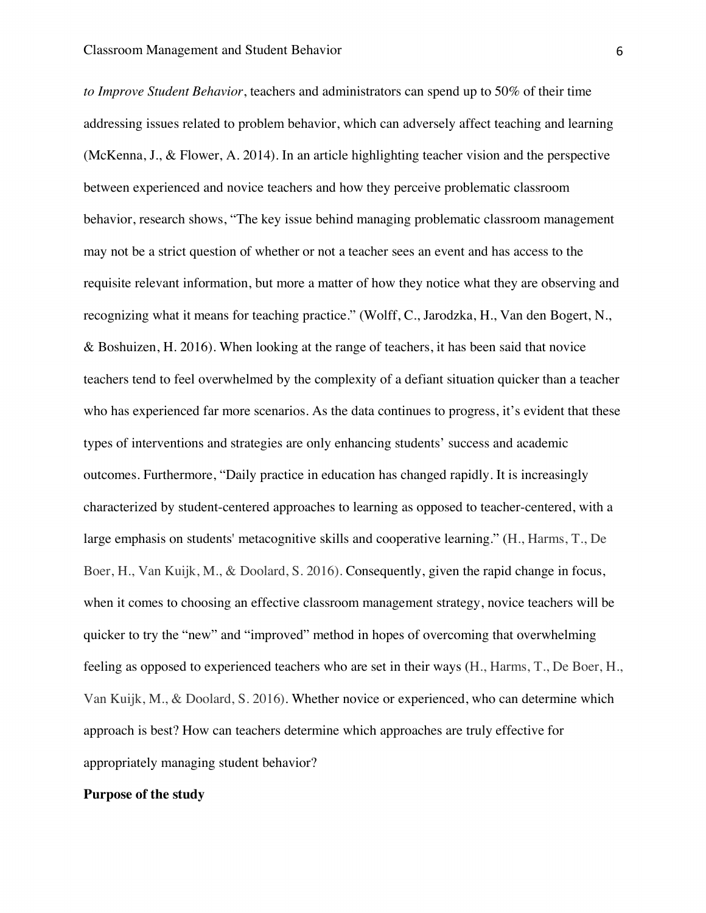*to Improve Student Behavior*, teachers and administrators can spend up to 50% of their time addressing issues related to problem behavior, which can adversely affect teaching and learning (McKenna, J., & Flower, A. 2014). In an article highlighting teacher vision and the perspective between experienced and novice teachers and how they perceive problematic classroom behavior, research shows, "The key issue behind managing problematic classroom management may not be a strict question of whether or not a teacher sees an event and has access to the requisite relevant information, but more a matter of how they notice what they are observing and recognizing what it means for teaching practice." (Wolff, C., Jarodzka, H., Van den Bogert, N., & Boshuizen, H. 2016). When looking at the range of teachers, it has been said that novice teachers tend to feel overwhelmed by the complexity of a defiant situation quicker than a teacher who has experienced far more scenarios. As the data continues to progress, it's evident that these types of interventions and strategies are only enhancing students' success and academic outcomes. Furthermore, "Daily practice in education has changed rapidly. It is increasingly characterized by student-centered approaches to learning as opposed to teacher-centered, with a large emphasis on students' metacognitive skills and cooperative learning." (H., Harms, T., De Boer, H., Van Kuijk, M., & Doolard, S. 2016). Consequently, given the rapid change in focus, when it comes to choosing an effective classroom management strategy, novice teachers will be quicker to try the "new" and "improved" method in hopes of overcoming that overwhelming feeling as opposed to experienced teachers who are set in their ways (H., Harms, T., De Boer, H., Van Kuijk, M., & Doolard, S. 2016). Whether novice or experienced, who can determine which approach is best? How can teachers determine which approaches are truly effective for appropriately managing student behavior?

**Purpose of the study**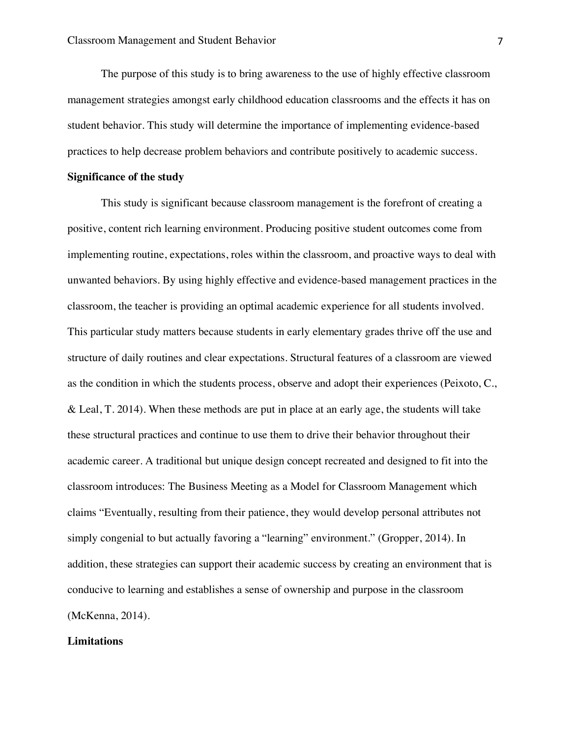The purpose of this study is to bring awareness to the use of highly effective classroom management strategies amongst early childhood education classrooms and the effects it has on student behavior. This study will determine the importance of implementing evidence-based practices to help decrease problem behaviors and contribute positively to academic success.

**Significance of the study**

This study is significant because classroom management is the forefront of creating a positive, content rich learning environment. Producing positive student outcomes come from implementing routine, expectations, roles within the classroom, and proactive ways to deal with unwanted behaviors. By using highly effective and evidence-based management practices in the classroom, the teacher is providing an optimal academic experience for all students involved. This particular study matters because students in early elementary grades thrive off the use and structure of daily routines and clear expectations. Structural features of a classroom are viewed as the condition in which the students process, observe and adopt their experiences (Peixoto, C., & Leal, T. 2014). When these methods are put in place at an early age, the students will take these structural practices and continue to use them to drive their behavior throughout their academic career. A traditional but unique design concept recreated and designed to fit into the classroom introduces: The Business Meeting as a Model for Classroom Management which claims "Eventually, resulting from their patience, they would develop personal attributes not simply congenial to but actually favoring a "learning" environment." (Gropper, 2014). In addition, these strategies can support their academic success by creating an environment that is conducive to learning and establishes a sense of ownership and purpose in the classroom (McKenna, 2014).

**Limitations**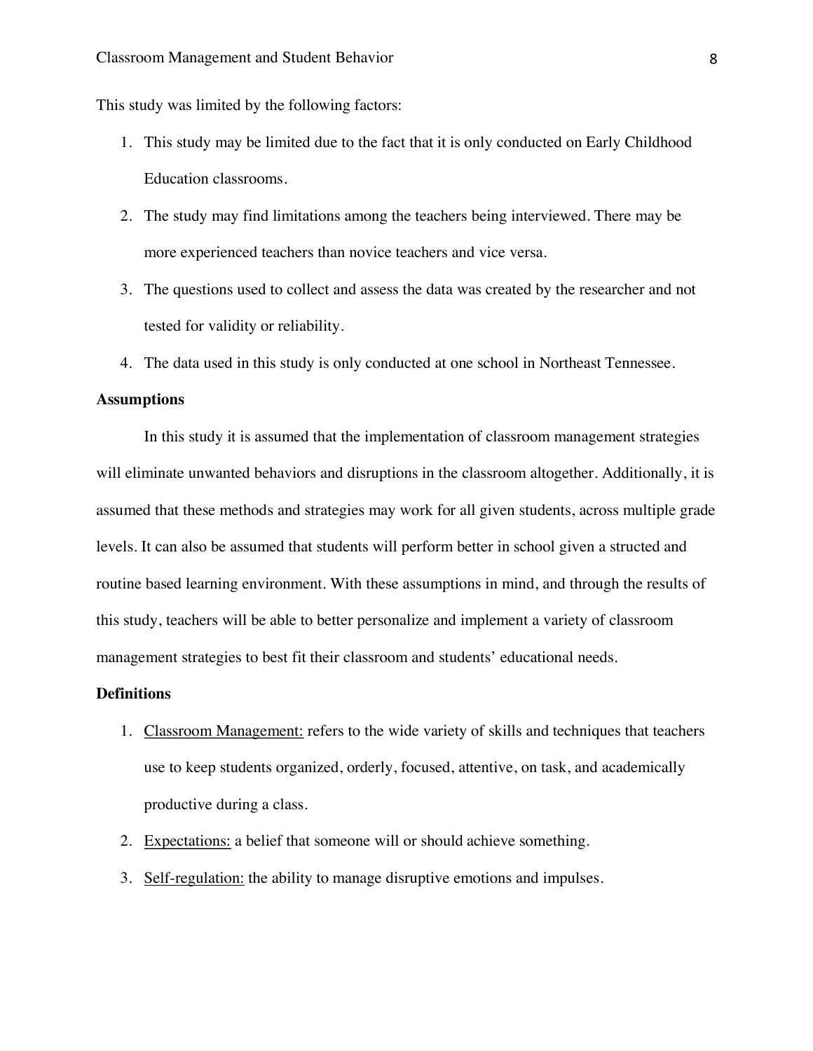This study was limited by the following factors:

1. This study may be limited due to the fact that it is only conducted on Early Childhood Education classrooms.
2. The study may find limitations among the teachers being interviewed. There may be more experienced teachers than novice teachers and vice versa.
3. The questions used to collect and assess the data was created by the researcher and not tested for validity or reliability.
4. The data used in this study is only conducted at one school in Northeast Tennessee.

**Assumptions**

In this study it is assumed that the implementation of classroom management strategies will eliminate unwanted behaviors and disruptions in the classroom altogether. Additionally, it is assumed that these methods and strategies may work for all given students, across multiple grade levels. It can also be assumed that students will perform better in school given a structed and routine based learning environment. With these assumptions in mind, and through the results of this study, teachers will be able to better personalize and implement a variety of classroom management strategies to best fit their classroom and students' educational needs.

**Definitions**

1. <u>Classroom Management:</u> refers to the wide variety of skills and techniques that teachers use to keep students organized, orderly, focused, attentive, on task, and academically productive during a class.
2. <u>Expectations:</u> a belief that someone will or should achieve something.
3. <u>Self-regulation:</u> the ability to manage disruptive emotions and impulses.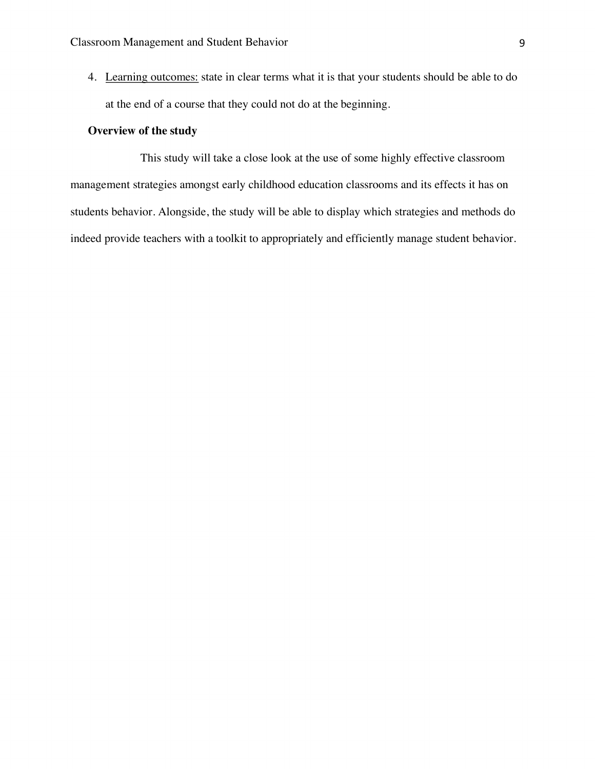4. Learning outcomes: state in clear terms what it is that your students should be able to do at the end of a course that they could not do at the beginning.

**Overview of the study**

This study will take a close look at the use of some highly effective classroom management strategies amongst early childhood education classrooms and its effects it has on students behavior. Alongside, the study will be able to display which strategies and methods do indeed provide teachers with a toolkit to appropriately and efficiently manage student behavior.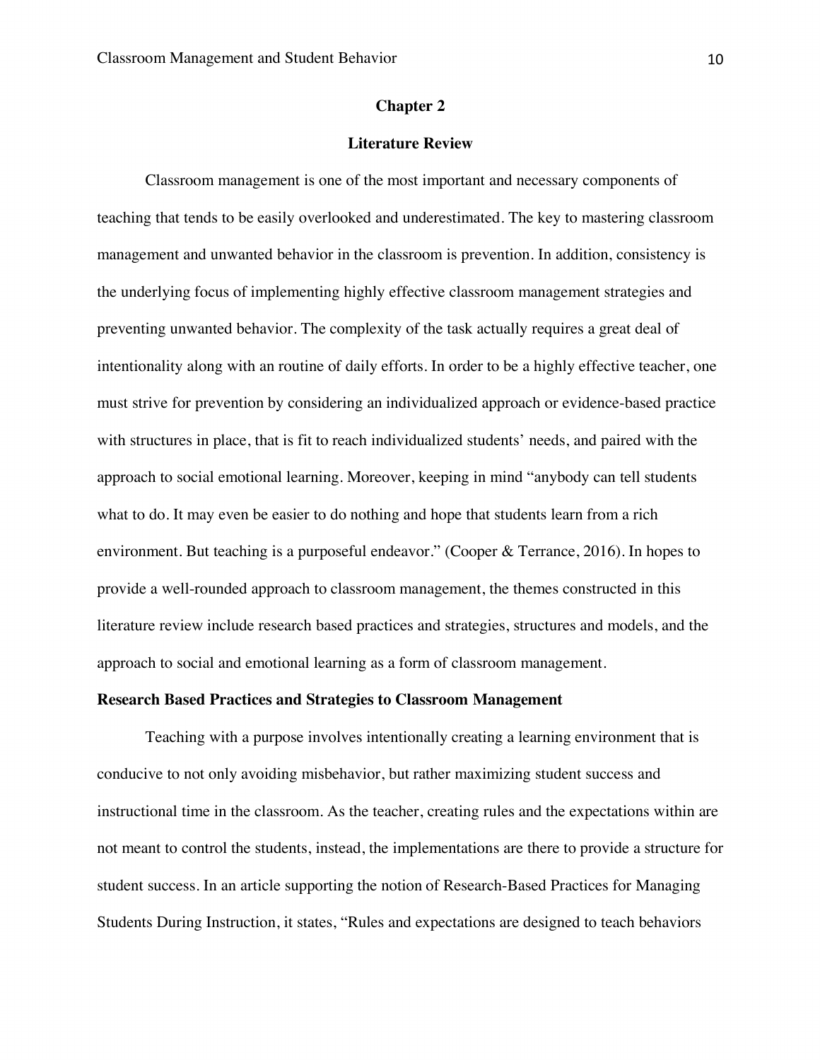# Chapter 2

## Literature Review

Classroom management is one of the most important and necessary components of teaching that tends to be easily overlooked and underestimated. The key to mastering classroom management and unwanted behavior in the classroom is prevention. In addition, consistency is the underlying focus of implementing highly effective classroom management strategies and preventing unwanted behavior. The complexity of the task actually requires a great deal of intentionality along with an routine of daily efforts. In order to be a highly effective teacher, one must strive for prevention by considering an individualized approach or evidence-based practice with structures in place, that is fit to reach individualized students' needs, and paired with the approach to social emotional learning. Moreover, keeping in mind "anybody can tell students what to do. It may even be easier to do nothing and hope that students learn from a rich environment. But teaching is a purposeful endeavor." (Cooper & Terrance, 2016). In hopes to provide a well-rounded approach to classroom management, the themes constructed in this literature review include research based practices and strategies, structures and models, and the approach to social and emotional learning as a form of classroom management.

### Research Based Practices and Strategies to Classroom Management

Teaching with a purpose involves intentionally creating a learning environment that is conducive to not only avoiding misbehavior, but rather maximizing student success and instructional time in the classroom. As the teacher, creating rules and the expectations within are not meant to control the students, instead, the implementations are there to provide a structure for student success. In an article supporting the notion of Research-Based Practices for Managing Students During Instruction, it states, "Rules and expectations are designed to teach behaviors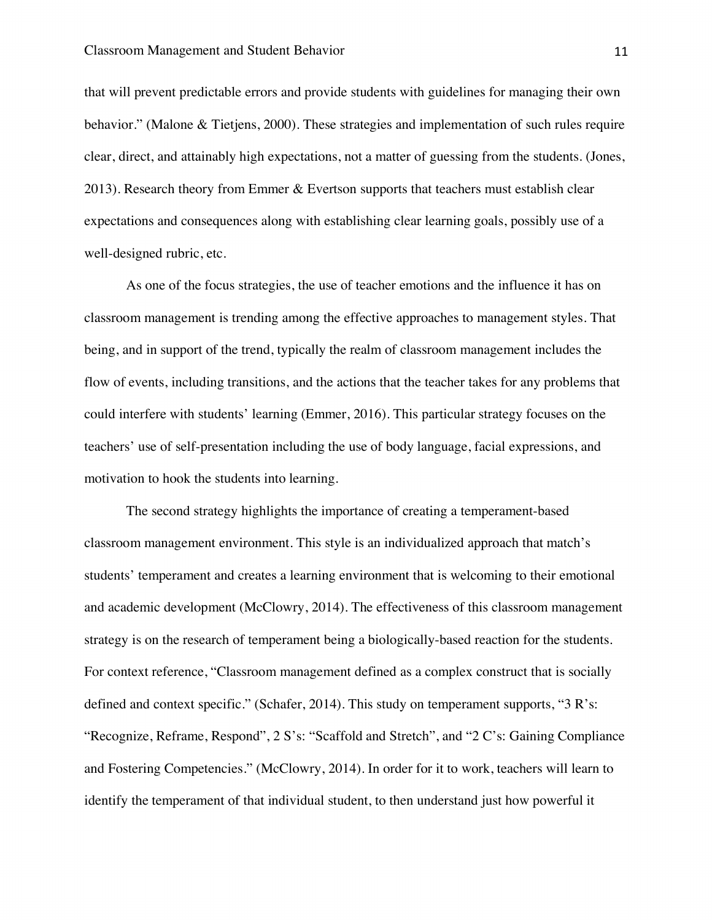that will prevent predictable errors and provide students with guidelines for managing their own behavior." (Malone & Tietjens, 2000). These strategies and implementation of such rules require clear, direct, and attainably high expectations, not a matter of guessing from the students. (Jones, 2013). Research theory from Emmer & Evertson supports that teachers must establish clear expectations and consequences along with establishing clear learning goals, possibly use of a well-designed rubric, etc.

As one of the focus strategies, the use of teacher emotions and the influence it has on classroom management is trending among the effective approaches to management styles. That being, and in support of the trend, typically the realm of classroom management includes the flow of events, including transitions, and the actions that the teacher takes for any problems that could interfere with students' learning (Emmer, 2016). This particular strategy focuses on the teachers' use of self-presentation including the use of body language, facial expressions, and motivation to hook the students into learning.

The second strategy highlights the importance of creating a temperament-based classroom management environment. This style is an individualized approach that match's students' temperament and creates a learning environment that is welcoming to their emotional and academic development (McClowry, 2014). The effectiveness of this classroom management strategy is on the research of temperament being a biologically-based reaction for the students. For context reference, "Classroom management defined as a complex construct that is socially defined and context specific." (Schafer, 2014). This study on temperament supports, "3 R's: "Recognize, Reframe, Respond", 2 S's: "Scaffold and Stretch", and "2 C's: Gaining Compliance and Fostering Competencies." (McClowry, 2014). In order for it to work, teachers will learn to identify the temperament of that individual student, to then understand just how powerful it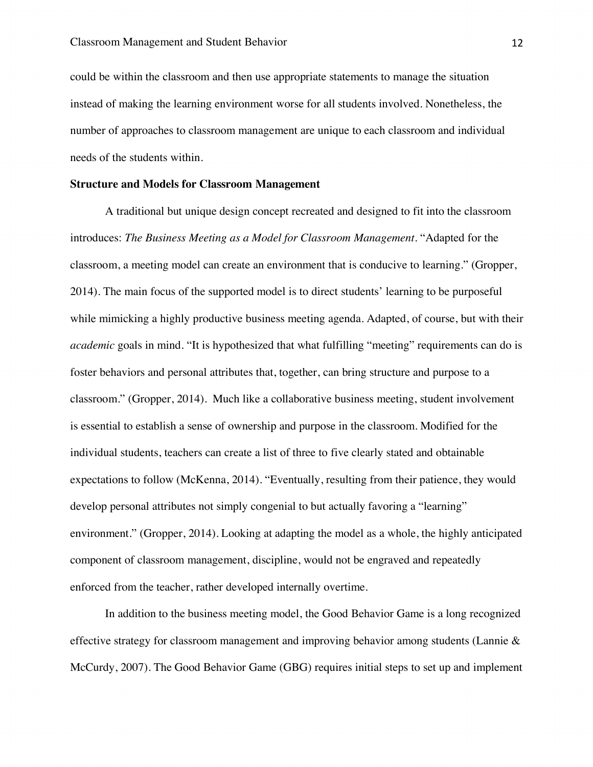could be within the classroom and then use appropriate statements to manage the situation instead of making the learning environment worse for all students involved. Nonetheless, the number of approaches to classroom management are unique to each classroom and individual needs of the students within.

**Structure and Models for Classroom Management**

A traditional but unique design concept recreated and designed to fit into the classroom introduces: *The Business Meeting as a Model for Classroom Management*. "Adapted for the classroom, a meeting model can create an environment that is conducive to learning." (Gropper, 2014). The main focus of the supported model is to direct students' learning to be purposeful while mimicking a highly productive business meeting agenda. Adapted, of course, but with their *academic* goals in mind. "It is hypothesized that what fulfilling "meeting" requirements can do is foster behaviors and personal attributes that, together, can bring structure and purpose to a classroom." (Gropper, 2014). Much like a collaborative business meeting, student involvement is essential to establish a sense of ownership and purpose in the classroom. Modified for the individual students, teachers can create a list of three to five clearly stated and obtainable expectations to follow (McKenna, 2014). "Eventually, resulting from their patience, they would develop personal attributes not simply congenial to but actually favoring a "learning" environment." (Gropper, 2014). Looking at adapting the model as a whole, the highly anticipated component of classroom management, discipline, would not be engraved and repeatedly enforced from the teacher, rather developed internally overtime.

In addition to the business meeting model, the Good Behavior Game is a long recognized effective strategy for classroom management and improving behavior among students (Lannie & McCurdy, 2007). The Good Behavior Game (GBG) requires initial steps to set up and implement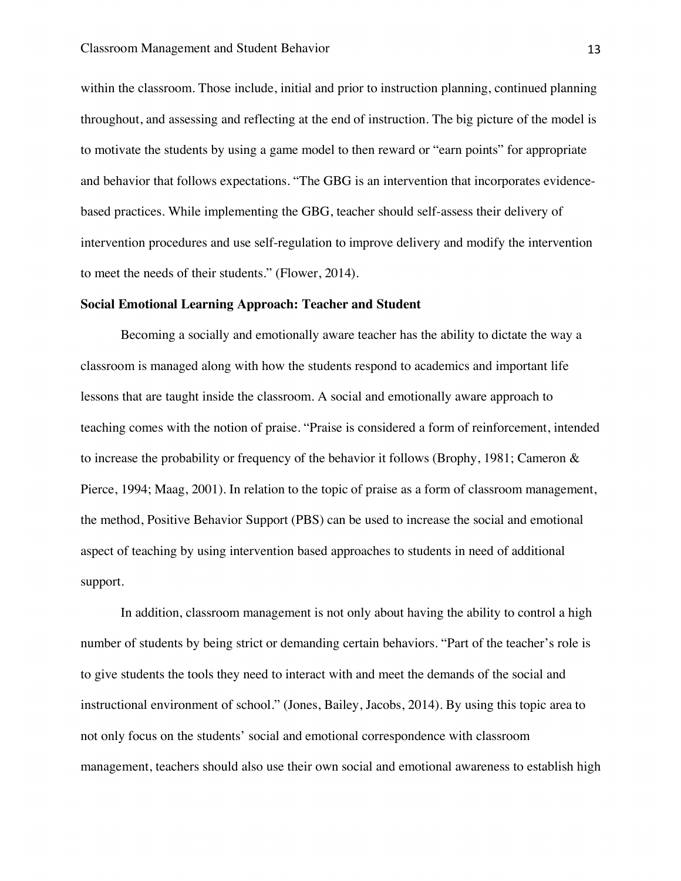within the classroom. Those include, initial and prior to instruction planning, continued planning throughout, and assessing and reflecting at the end of instruction. The big picture of the model is to motivate the students by using a game model to then reward or "earn points" for appropriate and behavior that follows expectations. "The GBG is an intervention that incorporates evidence-based practices. While implementing the GBG, teacher should self-assess their delivery of intervention procedures and use self-regulation to improve delivery and modify the intervention to meet the needs of their students." (Flower, 2014).

**Social Emotional Learning Approach: Teacher and Student**

Becoming a socially and emotionally aware teacher has the ability to dictate the way a classroom is managed along with how the students respond to academics and important life lessons that are taught inside the classroom. A social and emotionally aware approach to teaching comes with the notion of praise. "Praise is considered a form of reinforcement, intended to increase the probability or frequency of the behavior it follows (Brophy, 1981; Cameron & Pierce, 1994; Maag, 2001). In relation to the topic of praise as a form of classroom management, the method, Positive Behavior Support (PBS) can be used to increase the social and emotional aspect of teaching by using intervention based approaches to students in need of additional support.

In addition, classroom management is not only about having the ability to control a high number of students by being strict or demanding certain behaviors. "Part of the teacher's role is to give students the tools they need to interact with and meet the demands of the social and instructional environment of school." (Jones, Bailey, Jacobs, 2014). By using this topic area to not only focus on the students' social and emotional correspondence with classroom management, teachers should also use their own social and emotional awareness to establish high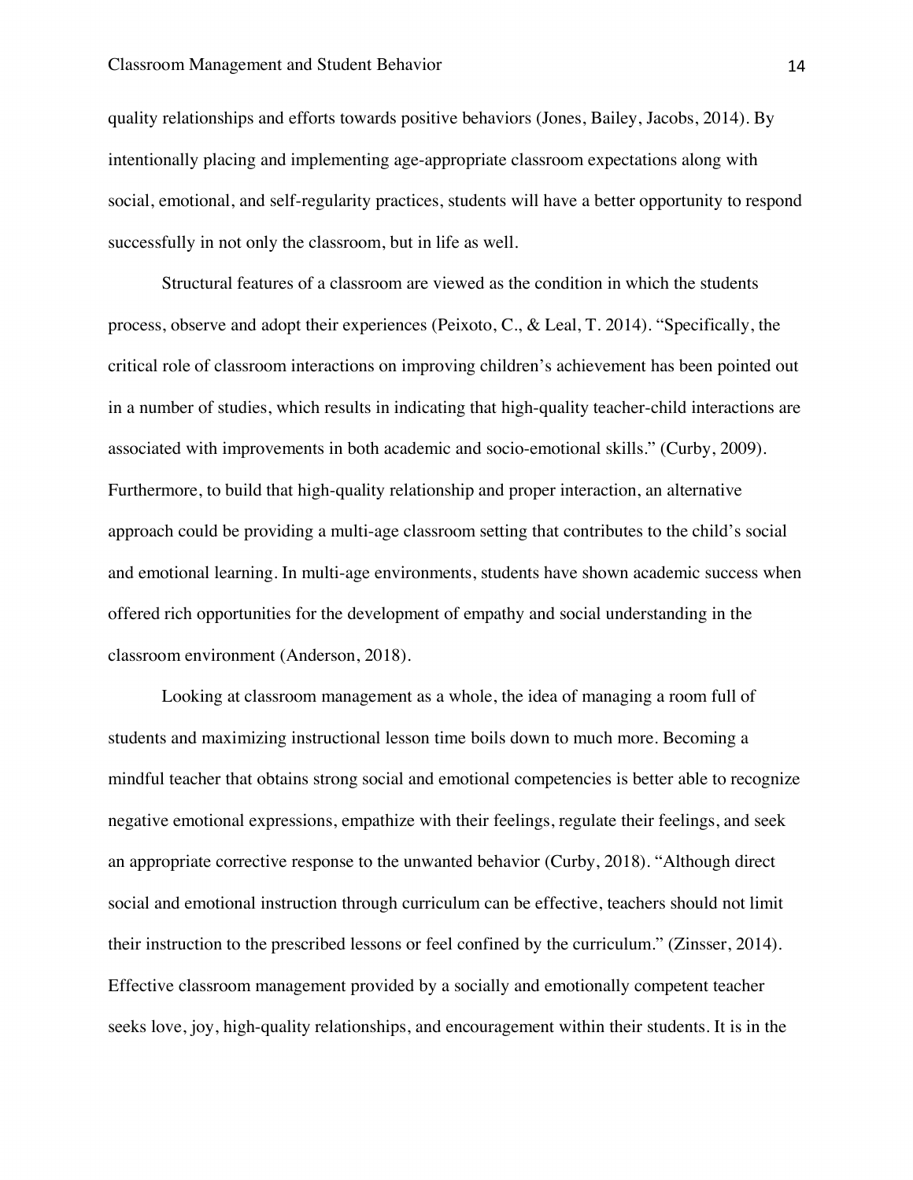quality relationships and efforts towards positive behaviors (Jones, Bailey, Jacobs, 2014). By intentionally placing and implementing age-appropriate classroom expectations along with social, emotional, and self-regularity practices, students will have a better opportunity to respond successfully in not only the classroom, but in life as well.

Structural features of a classroom are viewed as the condition in which the students process, observe and adopt their experiences (Peixoto, C., & Leal, T. 2014). "Specifically, the critical role of classroom interactions on improving children's achievement has been pointed out in a number of studies, which results in indicating that high-quality teacher-child interactions are associated with improvements in both academic and socio-emotional skills." (Curby, 2009). Furthermore, to build that high-quality relationship and proper interaction, an alternative approach could be providing a multi-age classroom setting that contributes to the child's social and emotional learning. In multi-age environments, students have shown academic success when offered rich opportunities for the development of empathy and social understanding in the classroom environment (Anderson, 2018).

Looking at classroom management as a whole, the idea of managing a room full of students and maximizing instructional lesson time boils down to much more. Becoming a mindful teacher that obtains strong social and emotional competencies is better able to recognize negative emotional expressions, empathize with their feelings, regulate their feelings, and seek an appropriate corrective response to the unwanted behavior (Curby, 2018). "Although direct social and emotional instruction through curriculum can be effective, teachers should not limit their instruction to the prescribed lessons or feel confined by the curriculum." (Zinsser, 2014). Effective classroom management provided by a socially and emotionally competent teacher seeks love, joy, high-quality relationships, and encouragement within their students. It is in the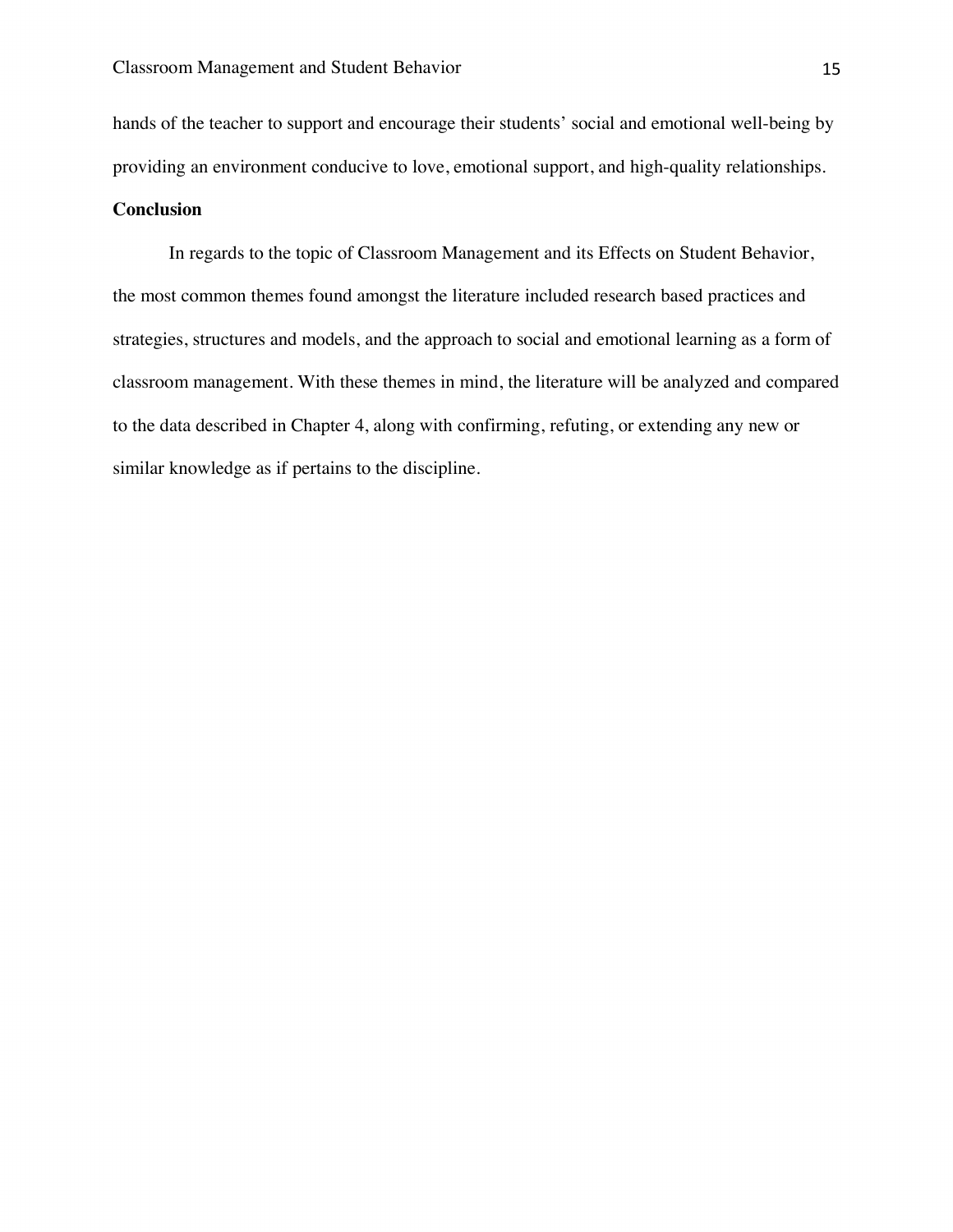hands of the teacher to support and encourage their students' social and emotional well-being by providing an environment conducive to love, emotional support, and high-quality relationships.

**Conclusion**

In regards to the topic of Classroom Management and its Effects on Student Behavior, the most common themes found amongst the literature included research based practices and strategies, structures and models, and the approach to social and emotional learning as a form of classroom management. With these themes in mind, the literature will be analyzed and compared to the data described in Chapter 4, along with confirming, refuting, or extending any new or similar knowledge as if pertains to the discipline.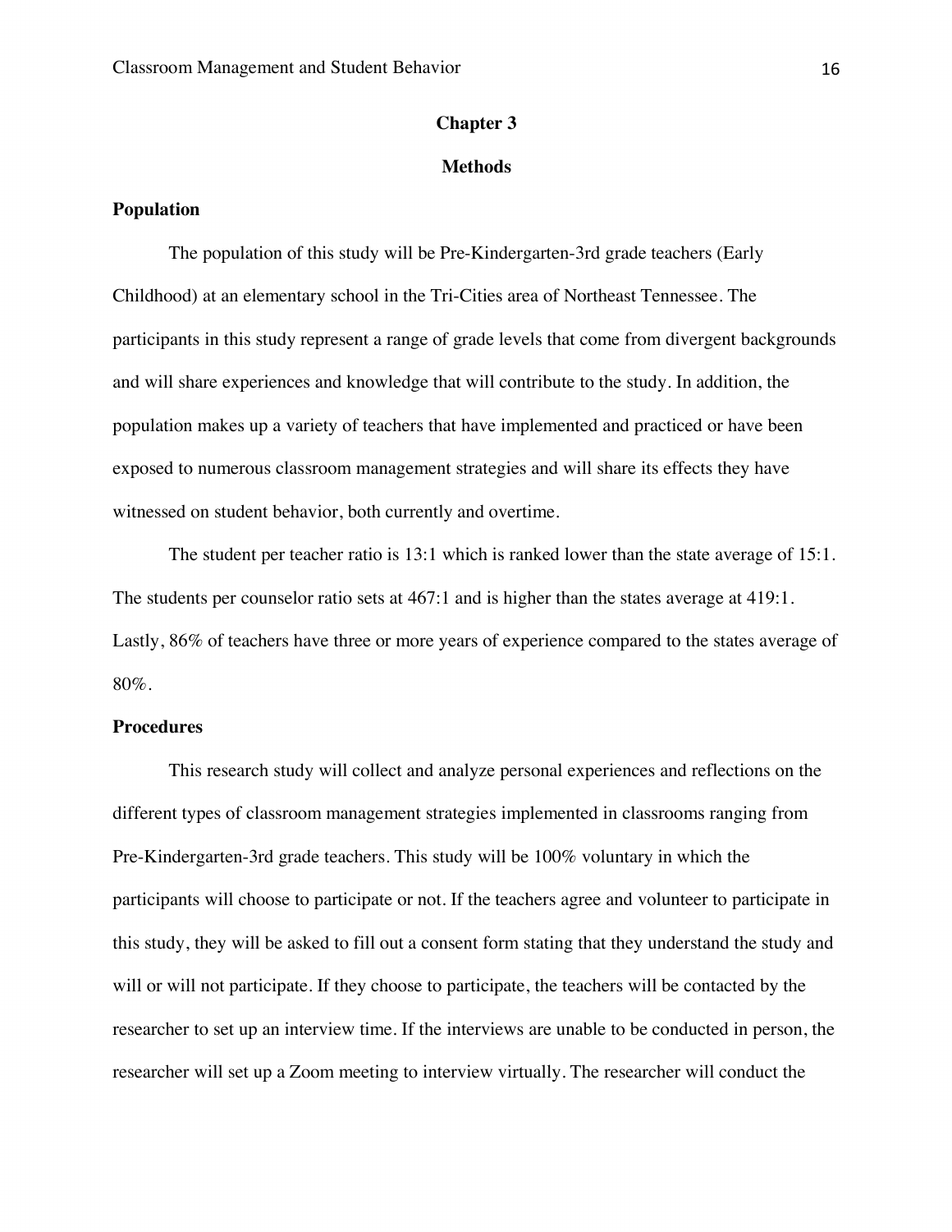# Chapter 3

## Methods

### Population

The population of this study will be Pre-Kindergarten-3rd grade teachers (Early Childhood) at an elementary school in the Tri-Cities area of Northeast Tennessee. The participants in this study represent a range of grade levels that come from divergent backgrounds and will share experiences and knowledge that will contribute to the study. In addition, the population makes up a variety of teachers that have implemented and practiced or have been exposed to numerous classroom management strategies and will share its effects they have witnessed on student behavior, both currently and overtime.

The student per teacher ratio is 13:1 which is ranked lower than the state average of 15:1. The students per counselor ratio sets at 467:1 and is higher than the states average at 419:1. Lastly, 86% of teachers have three or more years of experience compared to the states average of 80%.

### Procedures

This research study will collect and analyze personal experiences and reflections on the different types of classroom management strategies implemented in classrooms ranging from Pre-Kindergarten-3rd grade teachers. This study will be 100% voluntary in which the participants will choose to participate or not. If the teachers agree and volunteer to participate in this study, they will be asked to fill out a consent form stating that they understand the study and will or will not participate. If they choose to participate, the teachers will be contacted by the researcher to set up an interview time. If the interviews are unable to be conducted in person, the researcher will set up a Zoom meeting to interview virtually. The researcher will conduct the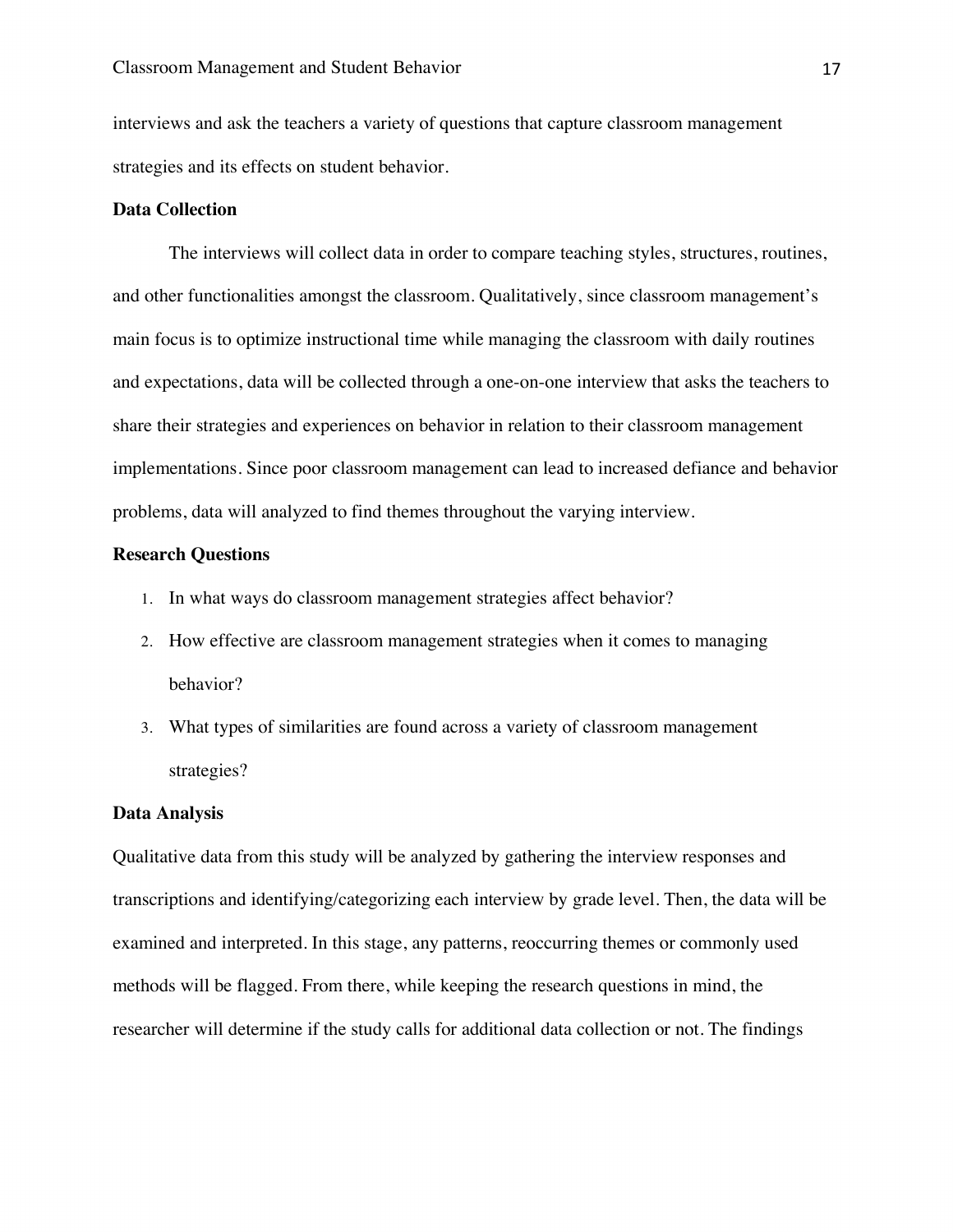interviews and ask the teachers a variety of questions that capture classroom management strategies and its effects on student behavior.

**Data Collection**

The interviews will collect data in order to compare teaching styles, structures, routines, and other functionalities amongst the classroom. Qualitatively, since classroom management's main focus is to optimize instructional time while managing the classroom with daily routines and expectations, data will be collected through a one-on-one interview that asks the teachers to share their strategies and experiences on behavior in relation to their classroom management implementations. Since poor classroom management can lead to increased defiance and behavior problems, data will analyzed to find themes throughout the varying interview.

**Research Questions**

1. In what ways do classroom management strategies affect behavior?
2. How effective are classroom management strategies when it comes to managing behavior?
3. What types of similarities are found across a variety of classroom management strategies?

**Data Analysis**

Qualitative data from this study will be analyzed by gathering the interview responses and transcriptions and identifying/categorizing each interview by grade level. Then, the data will be examined and interpreted. In this stage, any patterns, reoccurring themes or commonly used methods will be flagged. From there, while keeping the research questions in mind, the researcher will determine if the study calls for additional data collection or not. The findings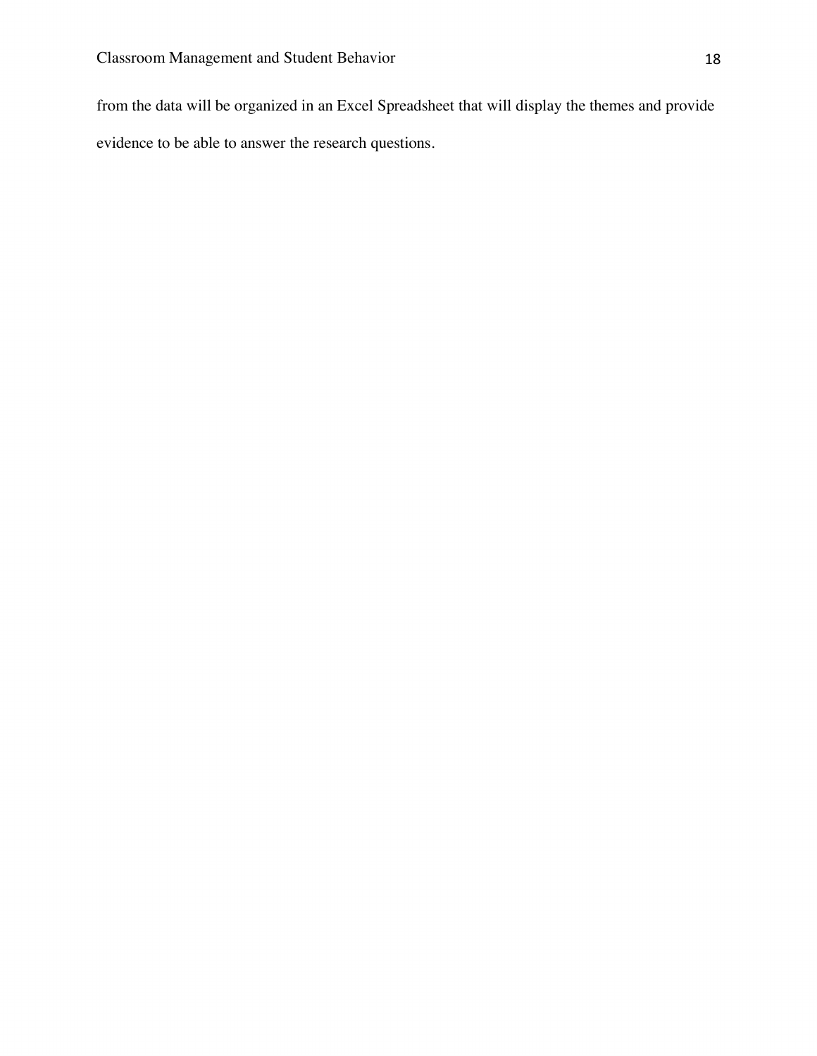from the data will be organized in an Excel Spreadsheet that will display the themes and provide evidence to be able to answer the research questions.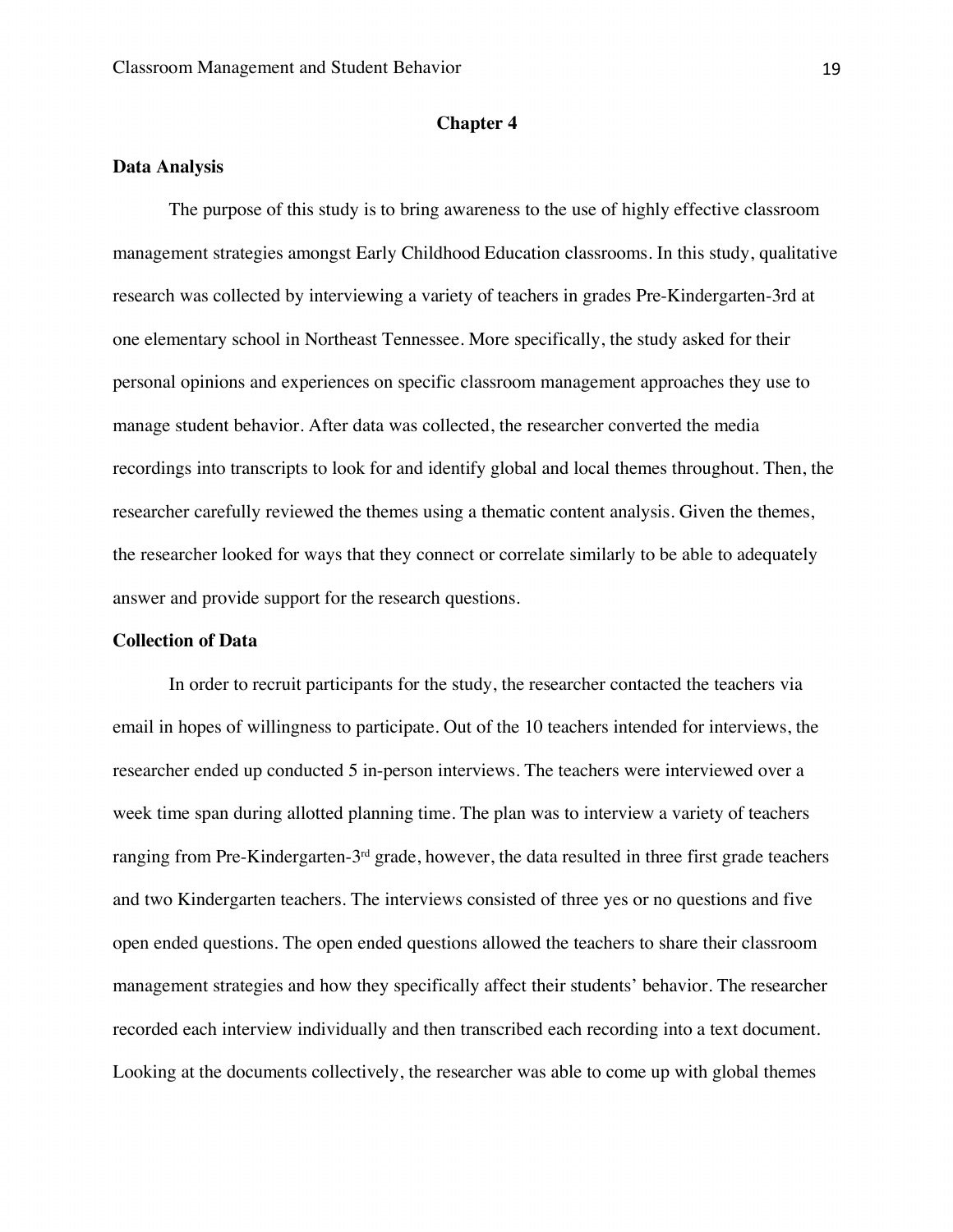## Chapter 4

### Data Analysis

The purpose of this study is to bring awareness to the use of highly effective classroom management strategies amongst Early Childhood Education classrooms. In this study, qualitative research was collected by interviewing a variety of teachers in grades Pre-Kindergarten-3rd at one elementary school in Northeast Tennessee. More specifically, the study asked for their personal opinions and experiences on specific classroom management approaches they use to manage student behavior. After data was collected, the researcher converted the media recordings into transcripts to look for and identify global and local themes throughout. Then, the researcher carefully reviewed the themes using a thematic content analysis. Given the themes, the researcher looked for ways that they connect or correlate similarly to be able to adequately answer and provide support for the research questions.

### Collection of Data

In order to recruit participants for the study, the researcher contacted the teachers via email in hopes of willingness to participate. Out of the 10 teachers intended for interviews, the researcher ended up conducted 5 in-person interviews. The teachers were interviewed over a week time span during allotted planning time. The plan was to interview a variety of teachers ranging from Pre-Kindergarten-3rd grade, however, the data resulted in three first grade teachers and two Kindergarten teachers. The interviews consisted of three yes or no questions and five open ended questions. The open ended questions allowed the teachers to share their classroom management strategies and how they specifically affect their students' behavior. The researcher recorded each interview individually and then transcribed each recording into a text document. Looking at the documents collectively, the researcher was able to come up with global themes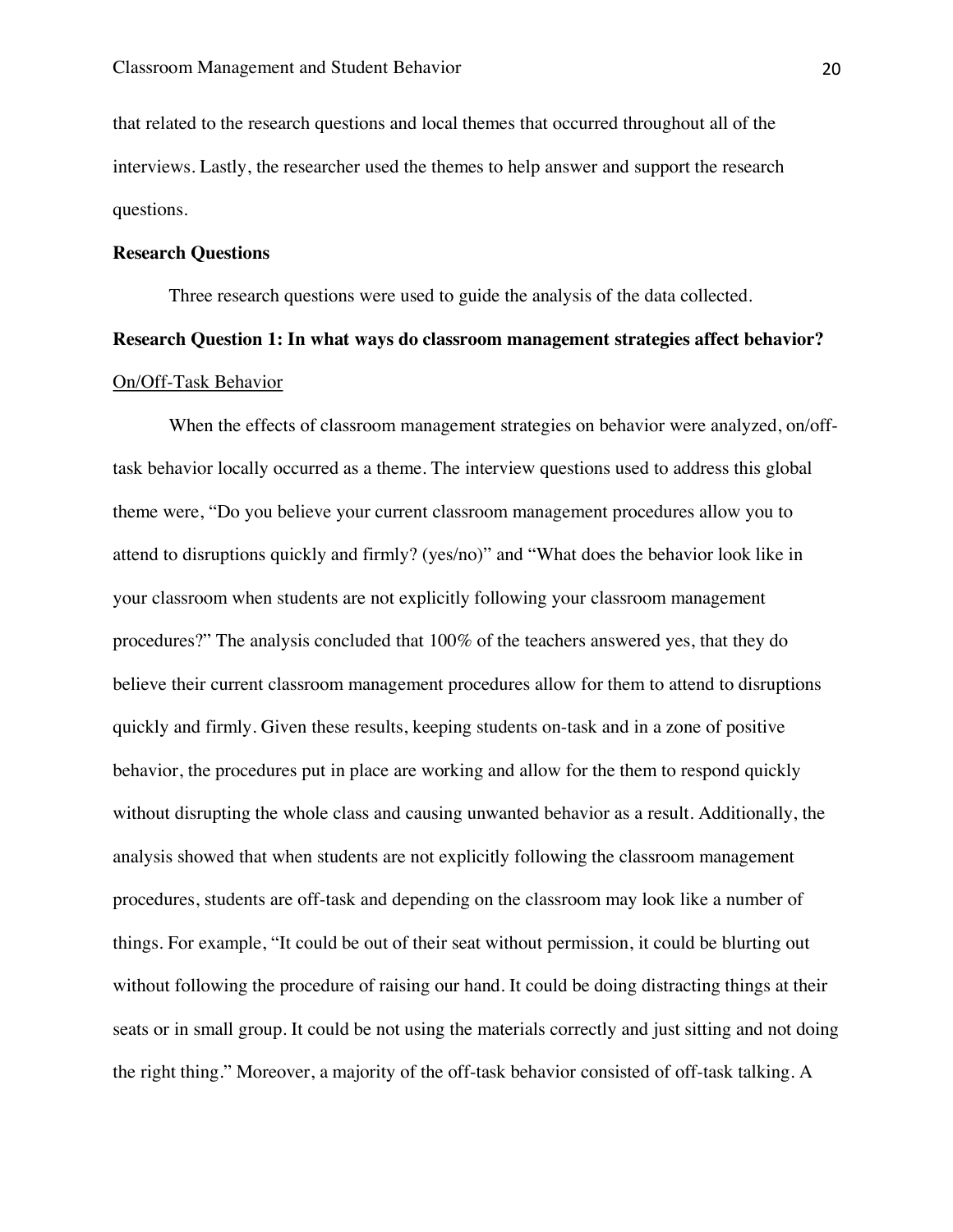that related to the research questions and local themes that occurred throughout all of the interviews. Lastly, the researcher used the themes to help answer and support the research questions.

## Research Questions

Three research questions were used to guide the analysis of the data collected.

### Research Question 1: In what ways do classroom management strategies affect behavior?

<u>On/Off-Task Behavior</u>

When the effects of classroom management strategies on behavior were analyzed, on/off-task behavior locally occurred as a theme. The interview questions used to address this global theme were, "Do you believe your current classroom management procedures allow you to attend to disruptions quickly and firmly? (yes/no)" and "What does the behavior look like in your classroom when students are not explicitly following your classroom management procedures?" The analysis concluded that 100% of the teachers answered yes, that they do believe their current classroom management procedures allow for them to attend to disruptions quickly and firmly. Given these results, keeping students on-task and in a zone of positive behavior, the procedures put in place are working and allow for the them to respond quickly without disrupting the whole class and causing unwanted behavior as a result. Additionally, the analysis showed that when students are not explicitly following the classroom management procedures, students are off-task and depending on the classroom may look like a number of things. For example, "It could be out of their seat without permission, it could be blurting out without following the procedure of raising our hand. It could be doing distracting things at their seats or in small group. It could be not using the materials correctly and just sitting and not doing the right thing." Moreover, a majority of the off-task behavior consisted of off-task talking. A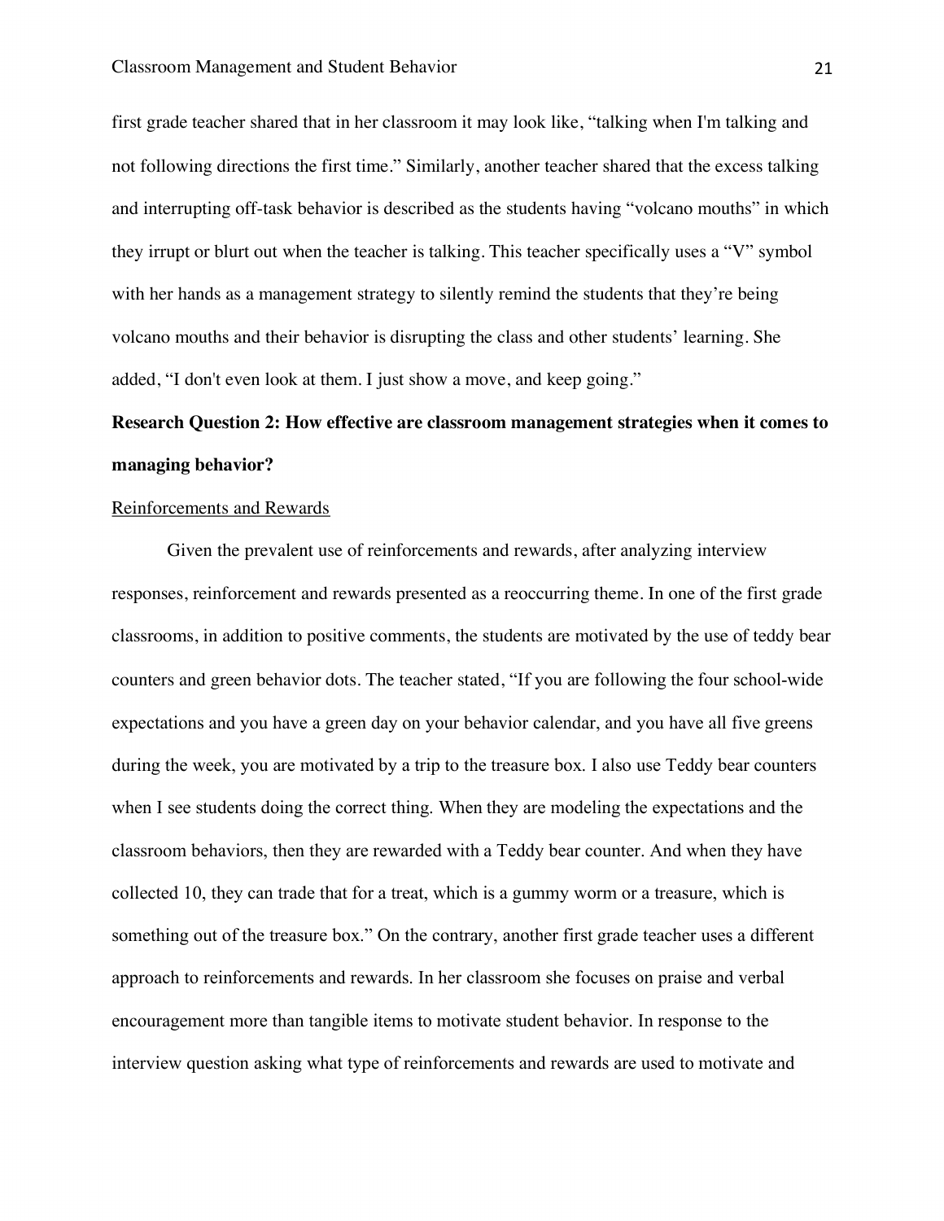first grade teacher shared that in her classroom it may look like, “talking when I'm talking and not following directions the first time.” Similarly, another teacher shared that the excess talking and interrupting off-task behavior is described as the students having “volcano mouths” in which they irrupt or blurt out when the teacher is talking. This teacher specifically uses a “V” symbol with her hands as a management strategy to silently remind the students that they’re being volcano mouths and their behavior is disrupting the class and other students’ learning. She added, “I don't even look at them. I just show a move, and keep going.”

**Research Question 2: How effective are classroom management strategies when it comes to managing behavior?**

<u>Reinforcements and Rewards</u>

Given the prevalent use of reinforcements and rewards, after analyzing interview responses, reinforcement and rewards presented as a reoccurring theme. In one of the first grade classrooms, in addition to positive comments, the students are motivated by the use of teddy bear counters and green behavior dots. The teacher stated, “If you are following the four school-wide expectations and you have a green day on your behavior calendar, and you have all five greens during the week, you are motivated by a trip to the treasure box. I also use Teddy bear counters when I see students doing the correct thing. When they are modeling the expectations and the classroom behaviors, then they are rewarded with a Teddy bear counter. And when they have collected 10, they can trade that for a treat, which is a gummy worm or a treasure, which is something out of the treasure box.” On the contrary, another first grade teacher uses a different approach to reinforcements and rewards. In her classroom she focuses on praise and verbal encouragement more than tangible items to motivate student behavior. In response to the interview question asking what type of reinforcements and rewards are used to motivate and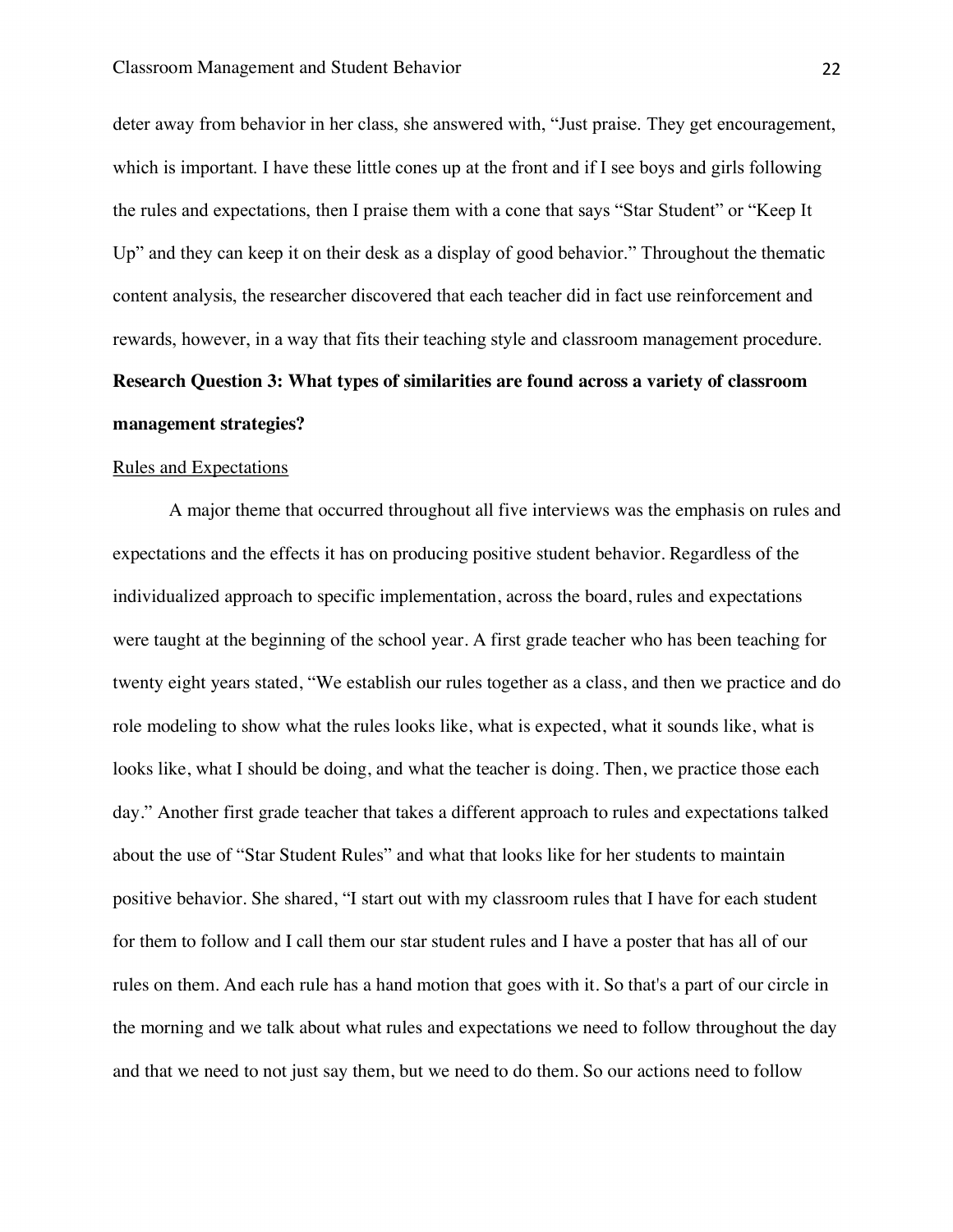deter away from behavior in her class, she answered with, "Just praise. They get encouragement, which is important. I have these little cones up at the front and if I see boys and girls following the rules and expectations, then I praise them with a cone that says "Star Student" or "Keep It Up" and they can keep it on their desk as a display of good behavior." Throughout the thematic content analysis, the researcher discovered that each teacher did in fact use reinforcement and rewards, however, in a way that fits their teaching style and classroom management procedure.

**Research Question 3: What types of similarities are found across a variety of classroom management strategies?**

<u>Rules and Expectations</u>

A major theme that occurred throughout all five interviews was the emphasis on rules and expectations and the effects it has on producing positive student behavior. Regardless of the individualized approach to specific implementation, across the board, rules and expectations were taught at the beginning of the school year. A first grade teacher who has been teaching for twenty eight years stated, "We establish our rules together as a class, and then we practice and do role modeling to show what the rules looks like, what is expected, what it sounds like, what is looks like, what I should be doing, and what the teacher is doing. Then, we practice those each day." Another first grade teacher that takes a different approach to rules and expectations talked about the use of "Star Student Rules" and what that looks like for her students to maintain positive behavior. She shared, "I start out with my classroom rules that I have for each student for them to follow and I call them our star student rules and I have a poster that has all of our rules on them. And each rule has a hand motion that goes with it. So that's a part of our circle in the morning and we talk about what rules and expectations we need to follow throughout the day and that we need to not just say them, but we need to do them. So our actions need to follow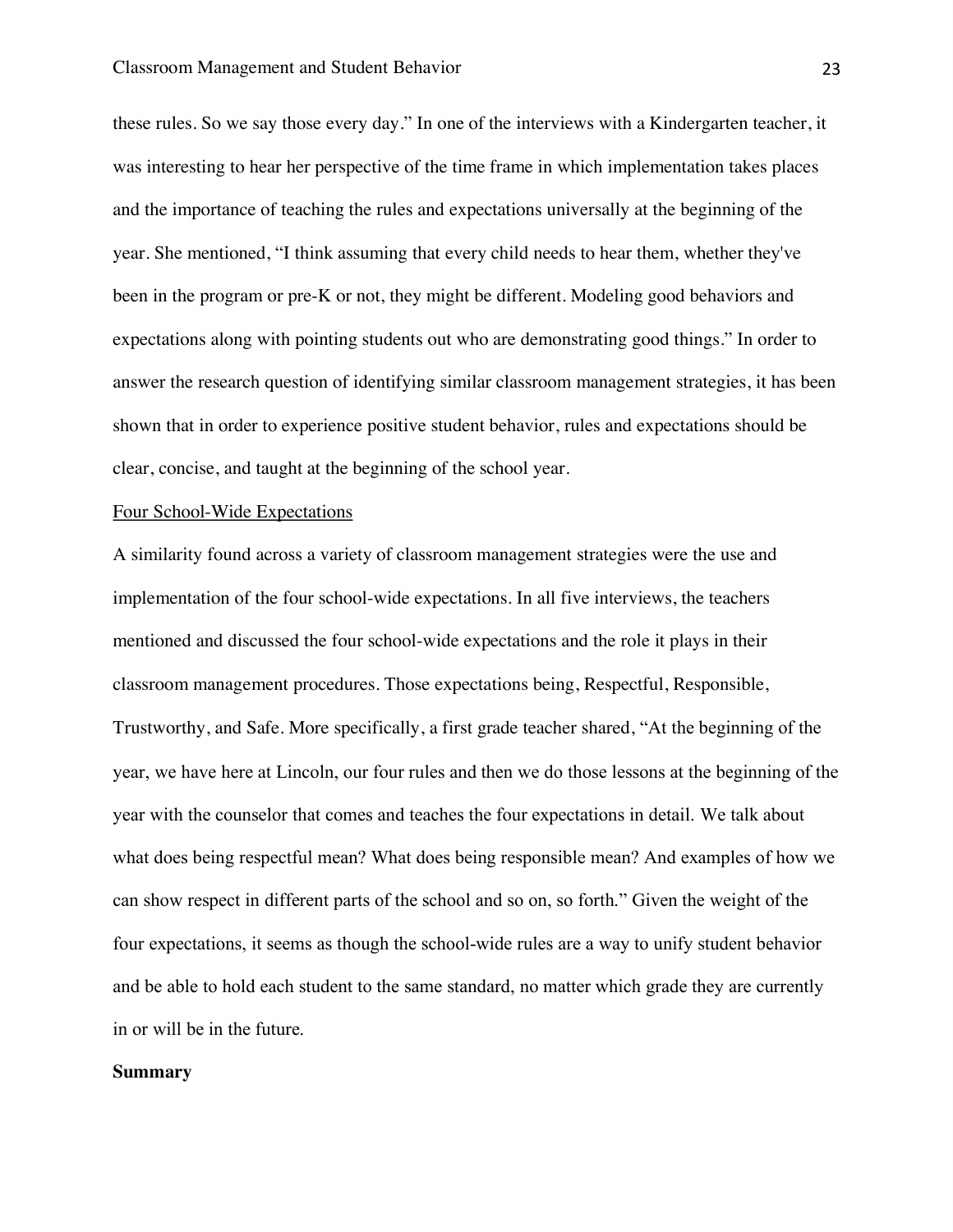these rules. So we say those every day." In one of the interviews with a Kindergarten teacher, it was interesting to hear her perspective of the time frame in which implementation takes places and the importance of teaching the rules and expectations universally at the beginning of the year. She mentioned, "I think assuming that every child needs to hear them, whether they've been in the program or pre-K or not, they might be different. Modeling good behaviors and expectations along with pointing students out who are demonstrating good things." In order to answer the research question of identifying similar classroom management strategies, it has been shown that in order to experience positive student behavior, rules and expectations should be clear, concise, and taught at the beginning of the school year.

<u>Four School-Wide Expectations</u>

A similarity found across a variety of classroom management strategies were the use and implementation of the four school-wide expectations. In all five interviews, the teachers mentioned and discussed the four school-wide expectations and the role it plays in their classroom management procedures. Those expectations being, Respectful, Responsible, Trustworthy, and Safe. More specifically, a first grade teacher shared, "At the beginning of the year, we have here at Lincoln, our four rules and then we do those lessons at the beginning of the year with the counselor that comes and teaches the four expectations in detail. We talk about what does being respectful mean? What does being responsible mean? And examples of how we can show respect in different parts of the school and so on, so forth." Given the weight of the four expectations, it seems as though the school-wide rules are a way to unify student behavior and be able to hold each student to the same standard, no matter which grade they are currently in or will be in the future.

**Summary**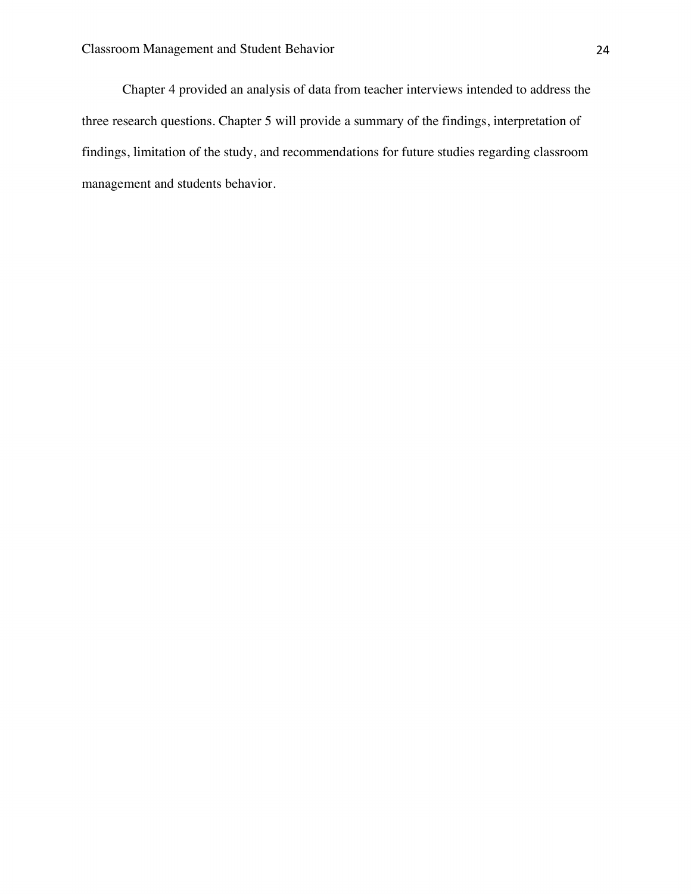Chapter 4 provided an analysis of data from teacher interviews intended to address the three research questions. Chapter 5 will provide a summary of the findings, interpretation of findings, limitation of the study, and recommendations for future studies regarding classroom management and students behavior.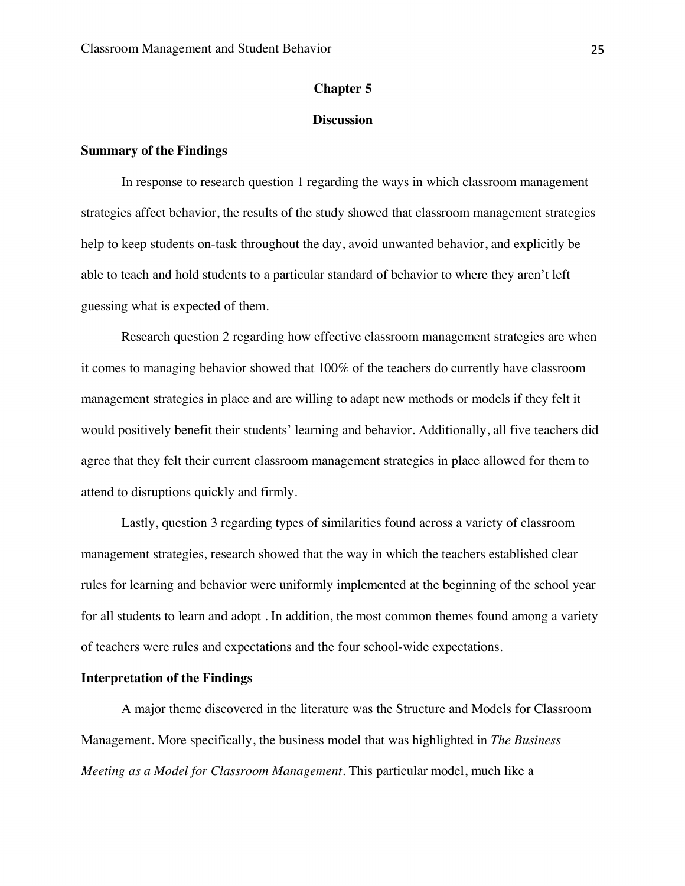## Chapter 5

## Discussion

### Summary of the Findings

In response to research question 1 regarding the ways in which classroom management strategies affect behavior, the results of the study showed that classroom management strategies help to keep students on-task throughout the day, avoid unwanted behavior, and explicitly be able to teach and hold students to a particular standard of behavior to where they aren't left guessing what is expected of them.

Research question 2 regarding how effective classroom management strategies are when it comes to managing behavior showed that 100% of the teachers do currently have classroom management strategies in place and are willing to adapt new methods or models if they felt it would positively benefit their students' learning and behavior. Additionally, all five teachers did agree that they felt their current classroom management strategies in place allowed for them to attend to disruptions quickly and firmly.

Lastly, question 3 regarding types of similarities found across a variety of classroom management strategies, research showed that the way in which the teachers established clear rules for learning and behavior were uniformly implemented at the beginning of the school year for all students to learn and adopt . In addition, the most common themes found among a variety of teachers were rules and expectations and the four school-wide expectations.

### Interpretation of the Findings

A major theme discovered in the literature was the Structure and Models for Classroom Management. More specifically, the business model that was highlighted in *The Business Meeting as a Model for Classroom Management*. This particular model, much like a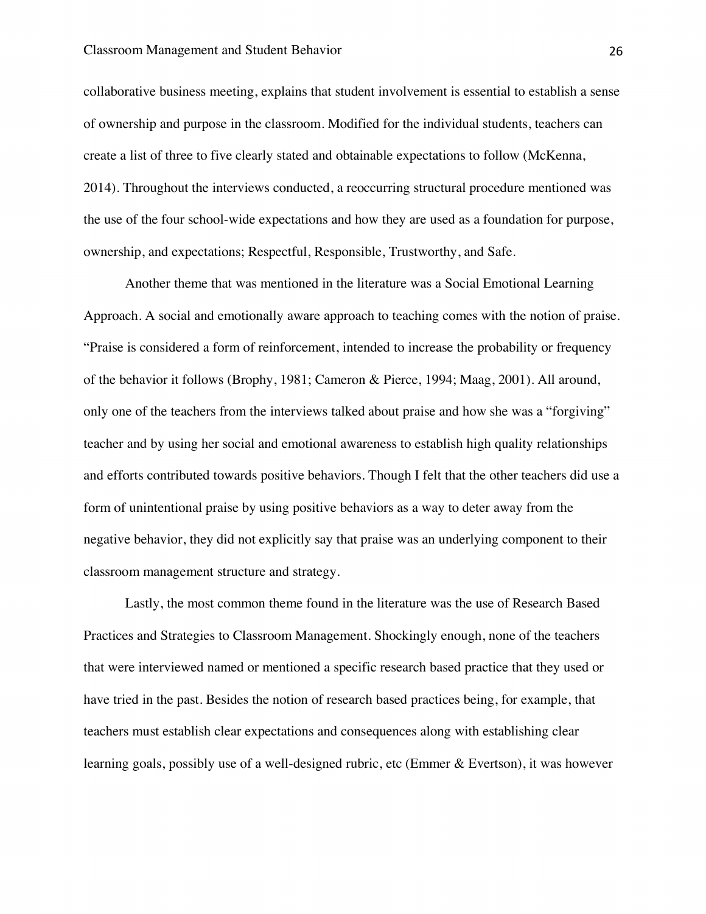collaborative business meeting, explains that student involvement is essential to establish a sense of ownership and purpose in the classroom. Modified for the individual students, teachers can create a list of three to five clearly stated and obtainable expectations to follow (McKenna, 2014). Throughout the interviews conducted, a reoccurring structural procedure mentioned was the use of the four school-wide expectations and how they are used as a foundation for purpose, ownership, and expectations; Respectful, Responsible, Trustworthy, and Safe.

Another theme that was mentioned in the literature was a Social Emotional Learning Approach. A social and emotionally aware approach to teaching comes with the notion of praise. "Praise is considered a form of reinforcement, intended to increase the probability or frequency of the behavior it follows (Brophy, 1981; Cameron & Pierce, 1994; Maag, 2001). All around, only one of the teachers from the interviews talked about praise and how she was a "forgiving" teacher and by using her social and emotional awareness to establish high quality relationships and efforts contributed towards positive behaviors. Though I felt that the other teachers did use a form of unintentional praise by using positive behaviors as a way to deter away from the negative behavior, they did not explicitly say that praise was an underlying component to their classroom management structure and strategy.

Lastly, the most common theme found in the literature was the use of Research Based Practices and Strategies to Classroom Management. Shockingly enough, none of the teachers that were interviewed named or mentioned a specific research based practice that they used or have tried in the past. Besides the notion of research based practices being, for example, that teachers must establish clear expectations and consequences along with establishing clear learning goals, possibly use of a well-designed rubric, etc (Emmer & Evertson), it was however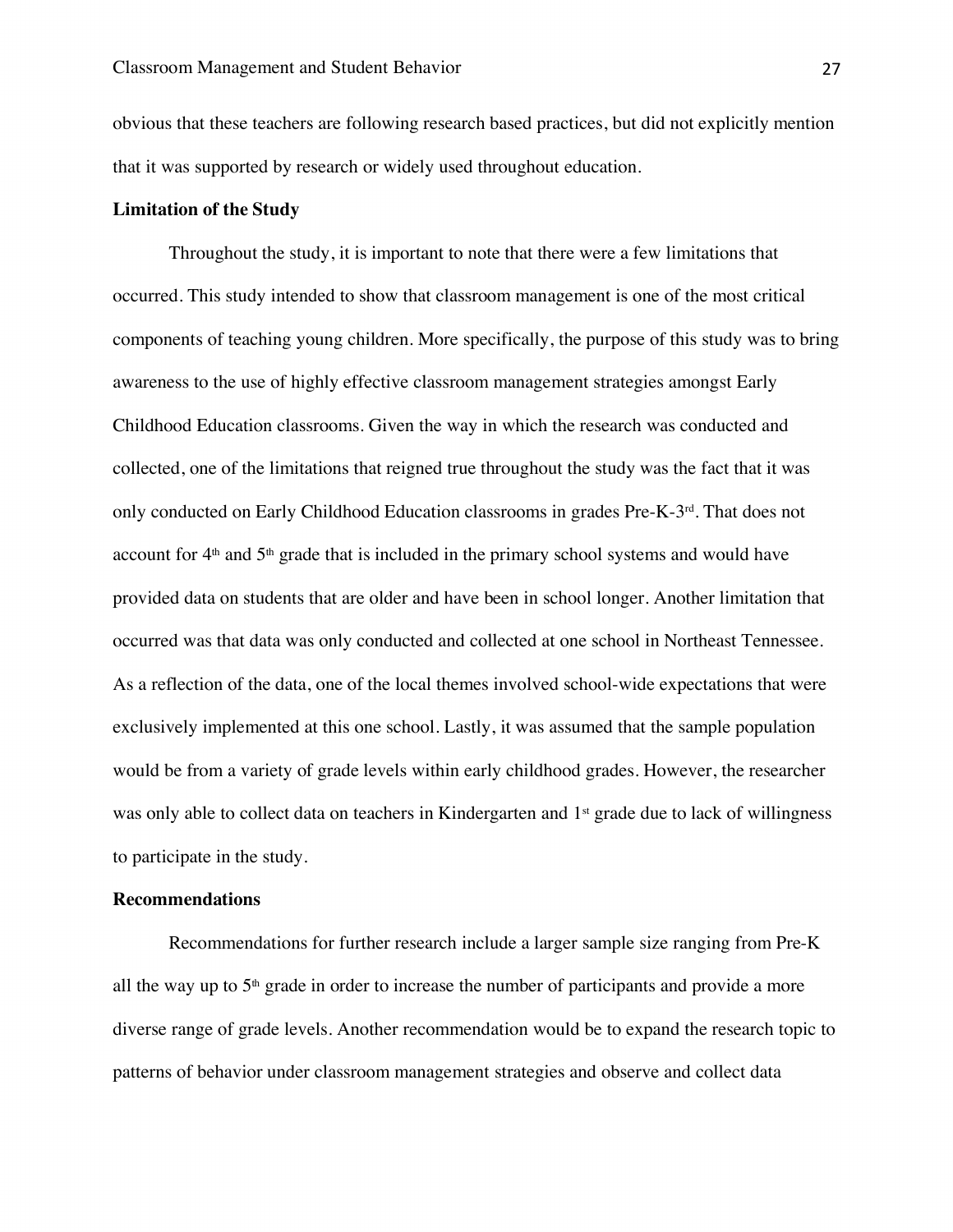obvious that these teachers are following research based practices, but did not explicitly mention that it was supported by research or widely used throughout education.

**Limitation of the Study**

Throughout the study, it is important to note that there were a few limitations that occurred. This study intended to show that classroom management is one of the most critical components of teaching young children. More specifically, the purpose of this study was to bring awareness to the use of highly effective classroom management strategies amongst Early Childhood Education classrooms. Given the way in which the research was conducted and collected, one of the limitations that reigned true throughout the study was the fact that it was only conducted on Early Childhood Education classrooms in grades Pre-K-3rd. That does not account for 4th and 5th grade that is included in the primary school systems and would have provided data on students that are older and have been in school longer. Another limitation that occurred was that data was only conducted and collected at one school in Northeast Tennessee. As a reflection of the data, one of the local themes involved school-wide expectations that were exclusively implemented at this one school. Lastly, it was assumed that the sample population would be from a variety of grade levels within early childhood grades. However, the researcher was only able to collect data on teachers in Kindergarten and 1st grade due to lack of willingness to participate in the study.

**Recommendations**

Recommendations for further research include a larger sample size ranging from Pre-K all the way up to 5th grade in order to increase the number of participants and provide a more diverse range of grade levels. Another recommendation would be to expand the research topic to patterns of behavior under classroom management strategies and observe and collect data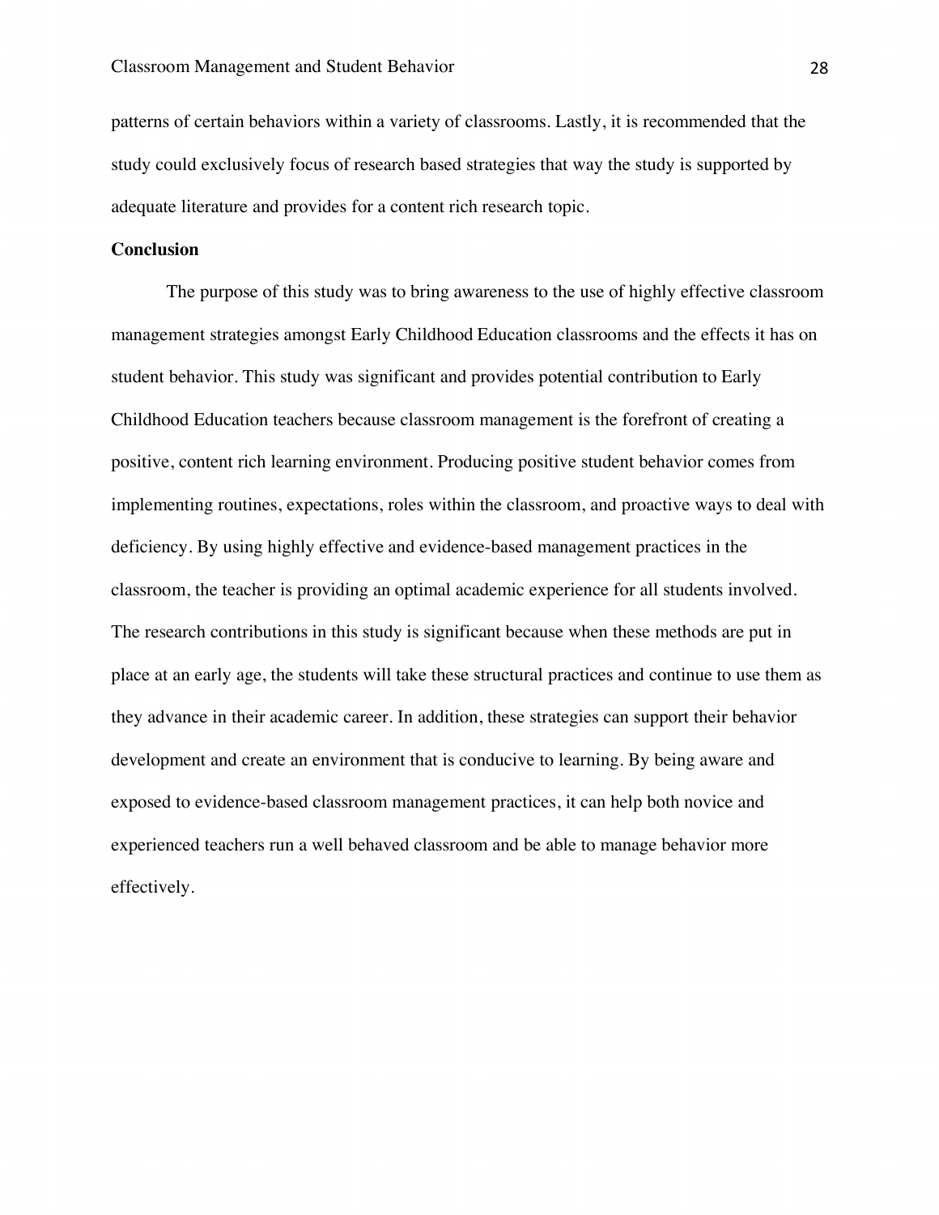patterns of certain behaviors within a variety of classrooms. Lastly, it is recommended that the study could exclusively focus of research based strategies that way the study is supported by adequate literature and provides for a content rich research topic.

## Conclusion

The purpose of this study was to bring awareness to the use of highly effective classroom management strategies amongst Early Childhood Education classrooms and the effects it has on student behavior. This study was significant and provides potential contribution to Early Childhood Education teachers because classroom management is the forefront of creating a positive, content rich learning environment. Producing positive student behavior comes from implementing routines, expectations, roles within the classroom, and proactive ways to deal with deficiency. By using highly effective and evidence-based management practices in the classroom, the teacher is providing an optimal academic experience for all students involved. The research contributions in this study is significant because when these methods are put in place at an early age, the students will take these structural practices and continue to use them as they advance in their academic career. In addition, these strategies can support their behavior development and create an environment that is conducive to learning. By being aware and exposed to evidence-based classroom management practices, it can help both novice and experienced teachers run a well behaved classroom and be able to manage behavior more effectively.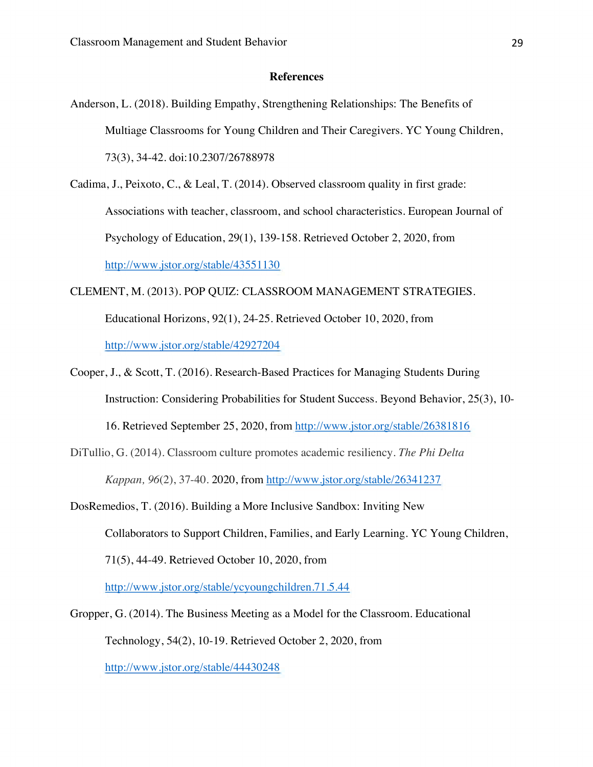**References**

Anderson, L. (2018). Building Empathy, Strengthening Relationships: The Benefits of Multiage Classrooms for Young Children and Their Caregivers. YC Young Children, 73(3), 34-42. doi:10.2307/26788978

Cadima, J., Peixoto, C., & Leal, T. (2014). Observed classroom quality in first grade: Associations with teacher, classroom, and school characteristics. European Journal of Psychology of Education, 29(1), 139-158. Retrieved October 2, 2020, from http://www.jstor.org/stable/43551130

CLEMENT, M. (2013). POP QUIZ: CLASSROOM MANAGEMENT STRATEGIES. Educational Horizons, 92(1), 24-25. Retrieved October 10, 2020, from http://www.jstor.org/stable/42927204

Cooper, J., & Scott, T. (2016). Research-Based Practices for Managing Students During Instruction: Considering Probabilities for Student Success. Beyond Behavior, 25(3), 10-16. Retrieved September 25, 2020, from http://www.jstor.org/stable/26381816

DiTullio, G. (2014). Classroom culture promotes academic resiliency. *The Phi Delta Kappan, 96*(2), 37-40. 2020, from http://www.jstor.org/stable/26341237

DosRemedios, T. (2016). Building a More Inclusive Sandbox: Inviting New Collaborators to Support Children, Families, and Early Learning. YC Young Children, 71(5), 44-49. Retrieved October 10, 2020, from http://www.jstor.org/stable/ycyoungchildren.71.5.44

Gropper, G. (2014). The Business Meeting as a Model for the Classroom. Educational Technology, 54(2), 10-19. Retrieved October 2, 2020, from http://www.jstor.org/stable/44430248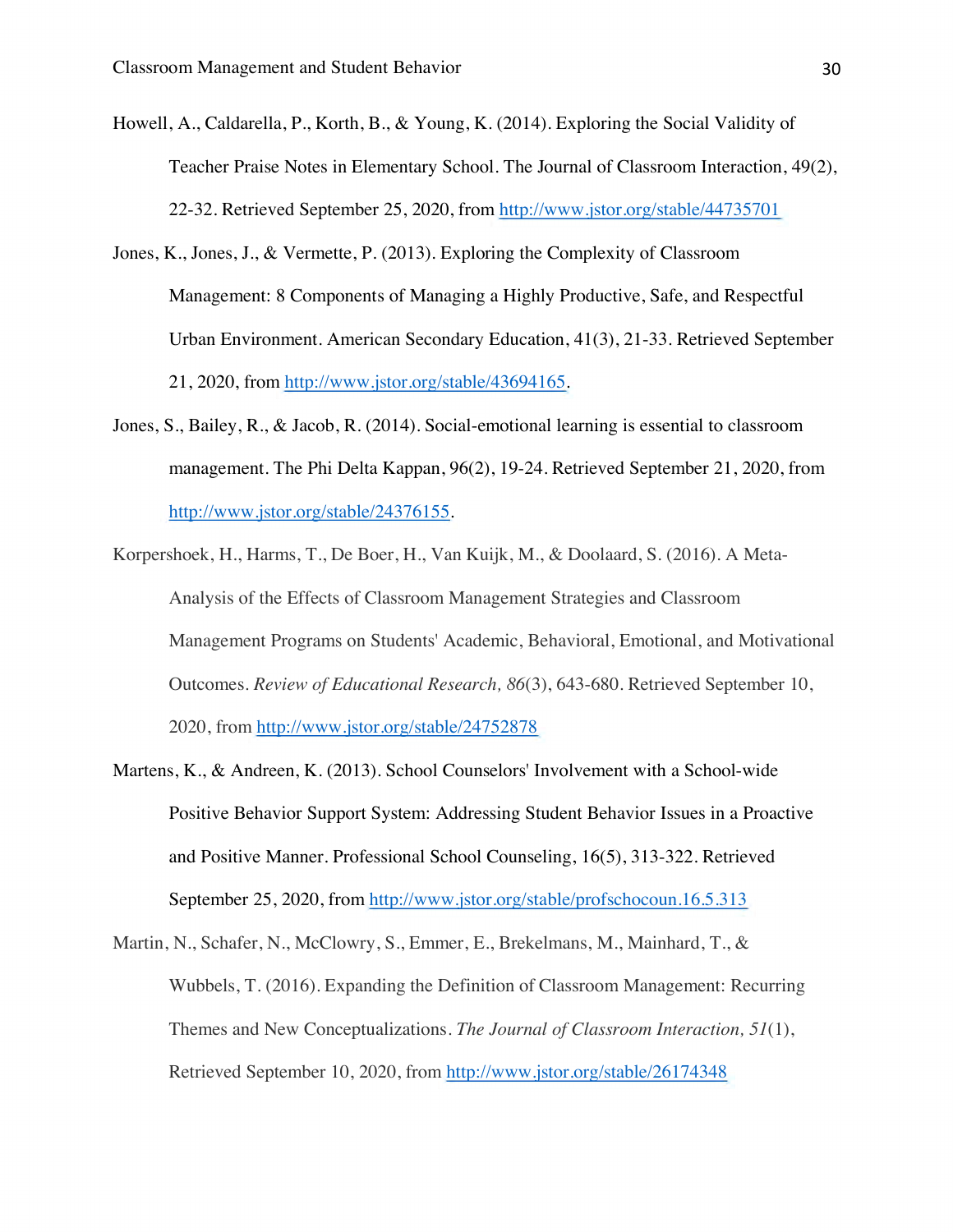Howell, A., Caldarella, P., Korth, B., & Young, K. (2014). Exploring the Social Validity of Teacher Praise Notes in Elementary School. The Journal of Classroom Interaction, 49(2), 22-32. Retrieved September 25, 2020, from http://www.jstor.org/stable/44735701

Jones, K., Jones, J., & Vermette, P. (2013). Exploring the Complexity of Classroom Management: 8 Components of Managing a Highly Productive, Safe, and Respectful Urban Environment. American Secondary Education, 41(3), 21-33. Retrieved September 21, 2020, from http://www.jstor.org/stable/43694165.

Jones, S., Bailey, R., & Jacob, R. (2014). Social-emotional learning is essential to classroom management. The Phi Delta Kappan, 96(2), 19-24. Retrieved September 21, 2020, from http://www.jstor.org/stable/24376155.

Korpershoek, H., Harms, T., De Boer, H., Van Kuijk, M., & Doolaard, S. (2016). A Meta-Analysis of the Effects of Classroom Management Strategies and Classroom Management Programs on Students' Academic, Behavioral, Emotional, and Motivational Outcomes. *Review of Educational Research, 86*(3), 643-680. Retrieved September 10, 2020, from http://www.jstor.org/stable/24752878

Martens, K., & Andreen, K. (2013). School Counselors' Involvement with a School-wide Positive Behavior Support System: Addressing Student Behavior Issues in a Proactive and Positive Manner. Professional School Counseling, 16(5), 313-322. Retrieved September 25, 2020, from http://www.jstor.org/stable/profschocoun.16.5.313

Martin, N., Schafer, N., McClowry, S., Emmer, E., Brekelmans, M., Mainhard, T., & Wubbels, T. (2016). Expanding the Definition of Classroom Management: Recurring Themes and New Conceptualizations. *The Journal of Classroom Interaction, 51*(1), Retrieved September 10, 2020, from http://www.jstor.org/stable/26174348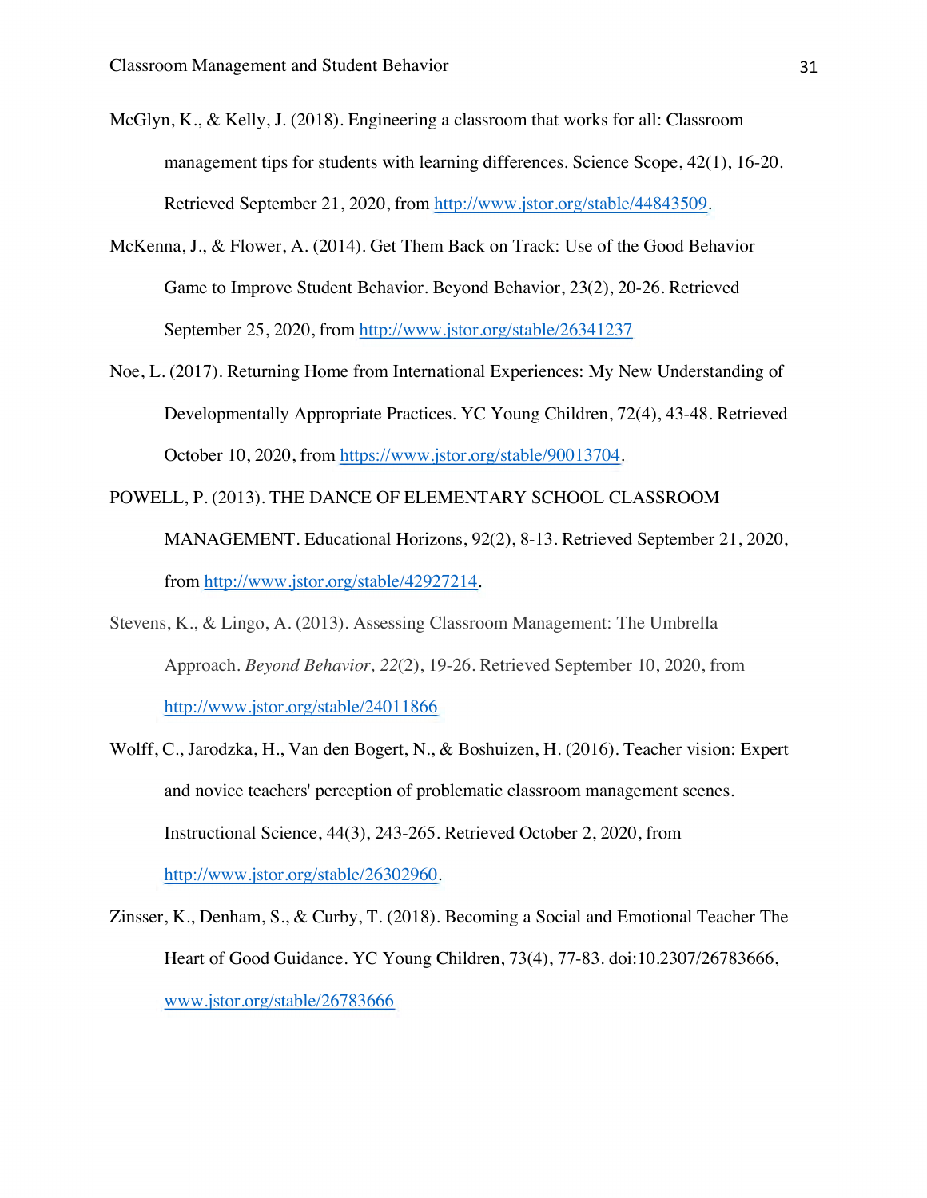McGlyn, K., & Kelly, J. (2018). Engineering a classroom that works for all: Classroom management tips for students with learning differences. Science Scope, 42(1), 16-20. Retrieved September 21, 2020, from http://www.jstor.org/stable/44843509.

McKenna, J., & Flower, A. (2014). Get Them Back on Track: Use of the Good Behavior Game to Improve Student Behavior. Beyond Behavior, 23(2), 20-26. Retrieved September 25, 2020, from http://www.jstor.org/stable/26341237

Noe, L. (2017). Returning Home from International Experiences: My New Understanding of Developmentally Appropriate Practices. YC Young Children, 72(4), 43-48. Retrieved October 10, 2020, from https://www.jstor.org/stable/90013704.

POWELL, P. (2013). THE DANCE OF ELEMENTARY SCHOOL CLASSROOM MANAGEMENT. Educational Horizons, 92(2), 8-13. Retrieved September 21, 2020, from http://www.jstor.org/stable/42927214.

Stevens, K., & Lingo, A. (2013). Assessing Classroom Management: The Umbrella Approach. *Beyond Behavior, 22*(2), 19-26. Retrieved September 10, 2020, from http://www.jstor.org/stable/24011866

Wolff, C., Jarodzka, H., Van den Bogert, N., & Boshuizen, H. (2016). Teacher vision: Expert and novice teachers' perception of problematic classroom management scenes. Instructional Science, 44(3), 243-265. Retrieved October 2, 2020, from http://www.jstor.org/stable/26302960.

Zinsser, K., Denham, S., & Curby, T. (2018). Becoming a Social and Emotional Teacher The Heart of Good Guidance. YC Young Children, 73(4), 77-83. doi:10.2307/26783666, www.jstor.org/stable/26783666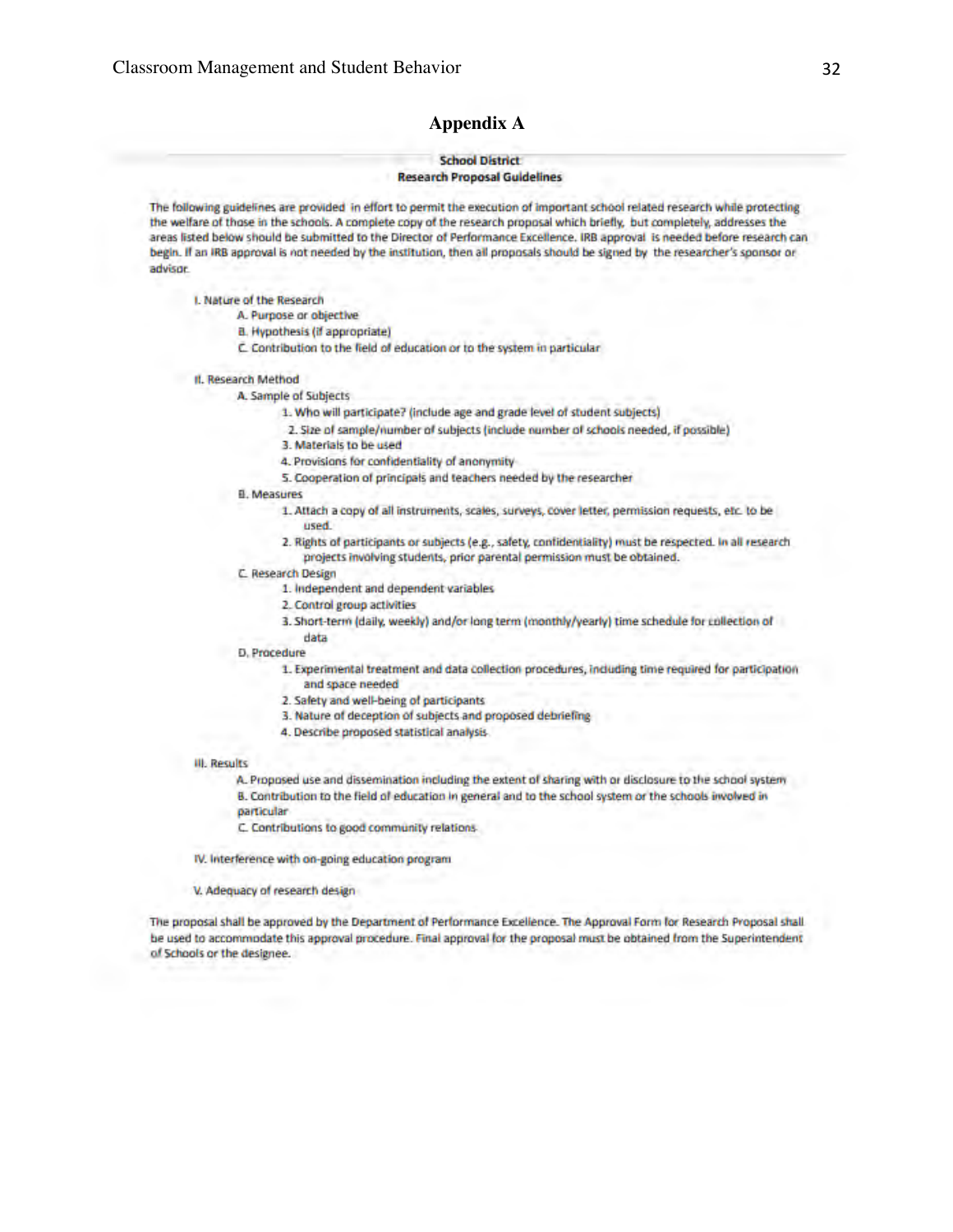## Appendix A

**School District**
**Research Proposal Guidelines**

The following guidelines are provided in effort to permit the execution of important school related research while protecting the welfare of those in the schools. A complete copy of the research proposal which briefly, but completely, addresses the areas listed below should be submitted to the Director of Performance Excellence. IRB approval is needed before research can begin. If an IRB approval is not needed by the institution, then all proposals should be signed by the researcher's sponsor or advisor.

- I. Nature of the Research
  - A. Purpose or objective
  - B. Hypothesis (if appropriate)
  - C. Contribution to the field of education or to the system in particular
- II. Research Method
  - A. Sample of Subjects
    1. Who will participate? (include age and grade level of student subjects)
    2. Size of sample/number of subjects (include number of schools needed, if possible)
    3. Materials to be used
    4. Provisions for confidentiality of anonymity
    5. Cooperation of principals and teachers needed by the researcher
  - B. Measures
    1. Attach a copy of all instruments, scales, surveys, cover letter, permission requests, etc. to be used.
    2. Rights of participants or subjects (e.g., safety, confidentiality) must be respected. In all research projects involving students, prior parental permission must be obtained.
  - C. Research Design
    1. Independent and dependent variables
    2. Control group activities
    3. Short-term (daily, weekly) and/or long term (monthly/yearly) time schedule for collection of data
  - D. Procedure
    1. Experimental treatment and data collection procedures, including time required for participation and space needed
    2. Safety and well-being of participants
    3. Nature of deception of subjects and proposed debriefing
    4. Describe proposed statistical analysis
- III. Results
  - A. Proposed use and dissemination including the extent of sharing with or disclosure to the school system
  - B. Contribution to the field of education in general and to the school system or the schools involved in particular
  - C. Contributions to good community relations
- IV. Interference with on-going education program
- V. Adequacy of research design

The proposal shall be approved by the Department of Performance Excellence. The Approval Form for Research Proposal shall be used to accommodate this approval procedure. Final approval for the proposal must be obtained from the Superintendent of Schools or the designee.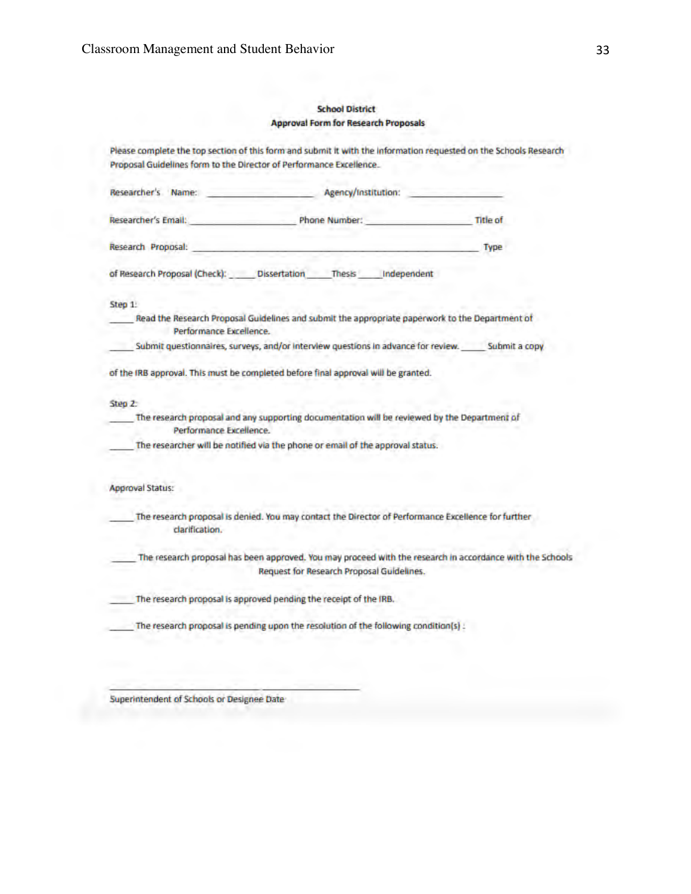**School District**
**Approval Form for Research Proposals**

Please complete the top section of this form and submit it with the information requested on the Schools Research Proposal Guidelines form to the Director of Performance Excellence.

Researcher's Name: ____________________ Agency/Institution: __________________

Researcher's Email: ____________________ Phone Number: ____________________ Title of

Research Proposal: ______________________________________________________ Type

of Research Proposal (Check): _____ Dissertation _____Thesis _____Independent

Step 1:

_____ Read the Research Proposal Guidelines and submit the appropriate paperwork to the Department of Performance Excellence.

_____ Submit questionnaires, surveys, and/or interview questions in advance for review. _____ Submit a copy

of the IRB approval. This must be completed before final approval will be granted.

Step 2:

_____ The research proposal and any supporting documentation will be reviewed by the Department of Performance Excellence.

_____ The researcher will be notified via the phone or email of the approval status.

Approval Status:

_____ The research proposal is denied. You may contact the Director of Performance Excellence for further clarification.

_____ The research proposal has been approved. You may proceed with the research in accordance with the Schools Request for Research Proposal Guidelines.

_____ The research proposal is approved pending the receipt of the IRB.

_____ The research proposal is pending upon the resolution of the following condition(s) :

______________________________ ____________________

Superintendent of Schools or Designee Date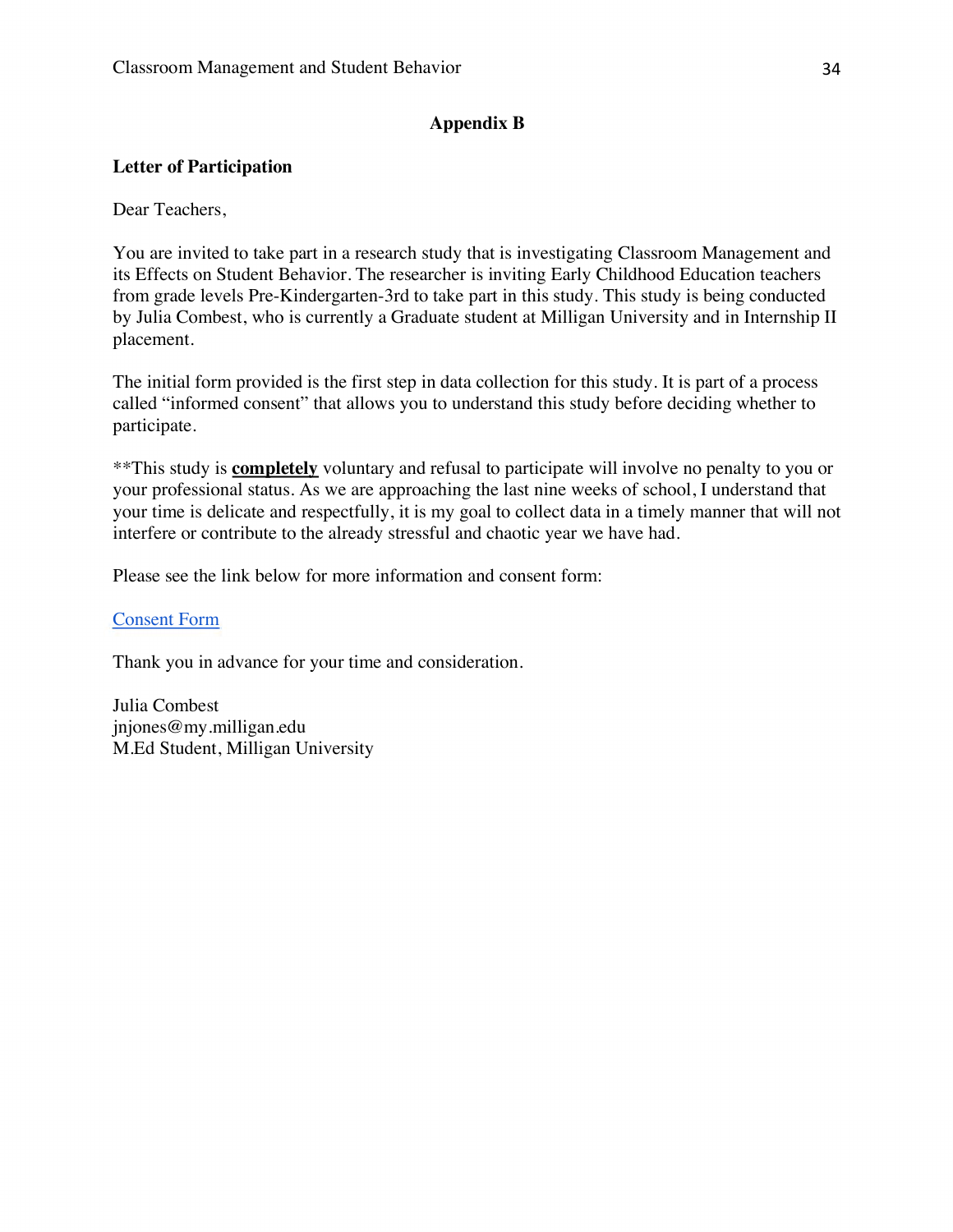## Appendix B

**Letter of Participation**

Dear Teachers,

You are invited to take part in a research study that is investigating Classroom Management and its Effects on Student Behavior. The researcher is inviting Early Childhood Education teachers from grade levels Pre-Kindergarten-3rd to take part in this study. This study is being conducted by Julia Combest, who is currently a Graduate student at Milligan University and in Internship II placement.

The initial form provided is the first step in data collection for this study. It is part of a process called "informed consent" that allows you to understand this study before deciding whether to participate.

**This study is ***completely*** voluntary and refusal to participate will involve no penalty to you or your professional status. As we are approaching the last nine weeks of school, I understand that your time is delicate and respectfully, it is my goal to collect data in a timely manner that will not interfere or contribute to the already stressful and chaotic year we have had.

Please see the link below for more information and consent form:

Consent Form

Thank you in advance for your time and consideration.

Julia Combest
jnjones@my.milligan.edu
M.Ed Student, Milligan University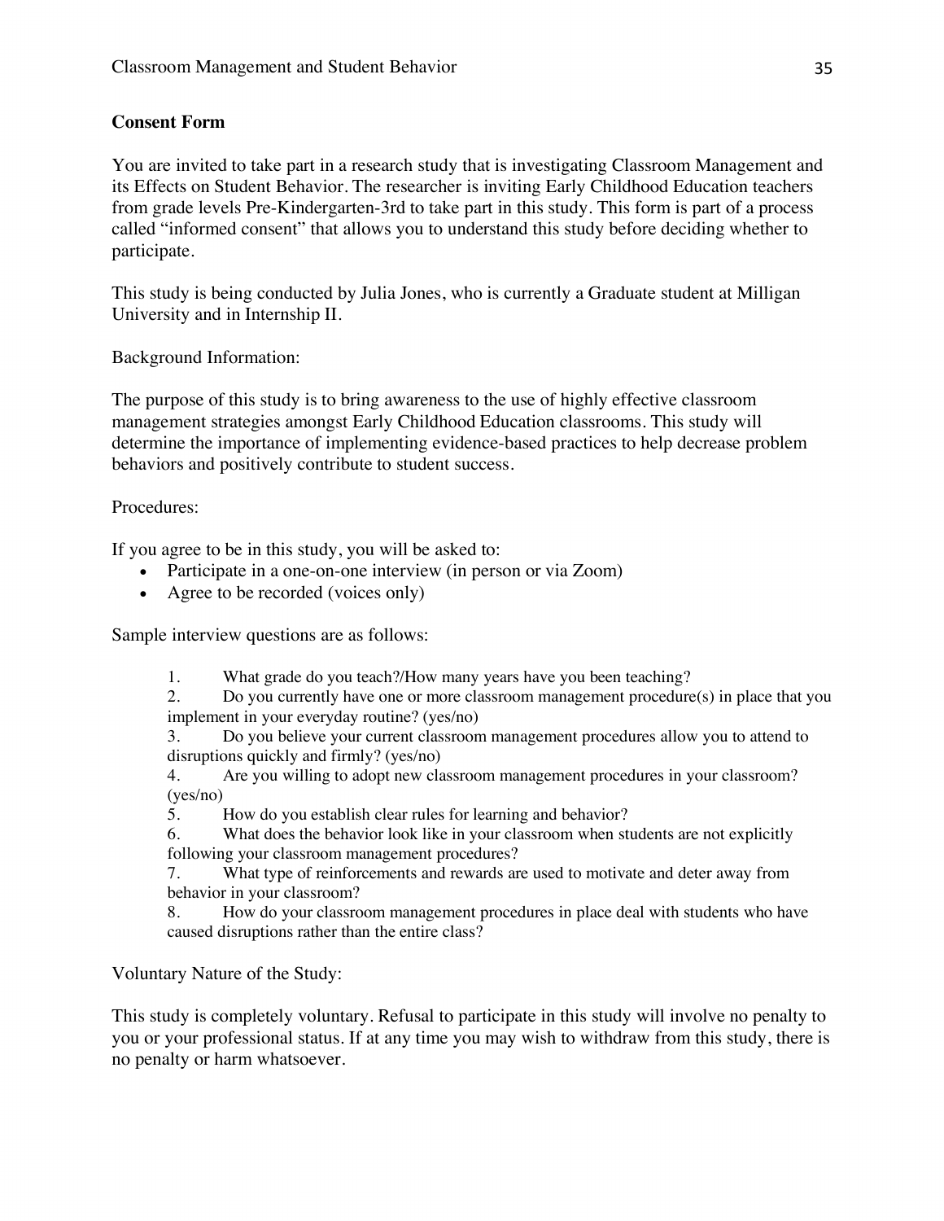**Consent Form**

You are invited to take part in a research study that is investigating Classroom Management and its Effects on Student Behavior. The researcher is inviting Early Childhood Education teachers from grade levels Pre-Kindergarten-3rd to take part in this study. This form is part of a process called "informed consent" that allows you to understand this study before deciding whether to participate.

This study is being conducted by Julia Jones, who is currently a Graduate student at Milligan University and in Internship II.

Background Information:

The purpose of this study is to bring awareness to the use of highly effective classroom management strategies amongst Early Childhood Education classrooms. This study will determine the importance of implementing evidence-based practices to help decrease problem behaviors and positively contribute to student success.

Procedures:

If you agree to be in this study, you will be asked to:

- Participate in a one-on-one interview (in person or via Zoom)
- Agree to be recorded (voices only)

Sample interview questions are as follows:

1. What grade do you teach?/How many years have you been teaching?
2. Do you currently have one or more classroom management procedure(s) in place that you implement in your everyday routine? (yes/no)
3. Do you believe your current classroom management procedures allow you to attend to disruptions quickly and firmly? (yes/no)
4. Are you willing to adopt new classroom management procedures in your classroom? (yes/no)
5. How do you establish clear rules for learning and behavior?
6. What does the behavior look like in your classroom when students are not explicitly following your classroom management procedures?
7. What type of reinforcements and rewards are used to motivate and deter away from behavior in your classroom?
8. How do your classroom management procedures in place deal with students who have caused disruptions rather than the entire class?

Voluntary Nature of the Study:

This study is completely voluntary. Refusal to participate in this study will involve no penalty to you or your professional status. If at any time you may wish to withdraw from this study, there is no penalty or harm whatsoever.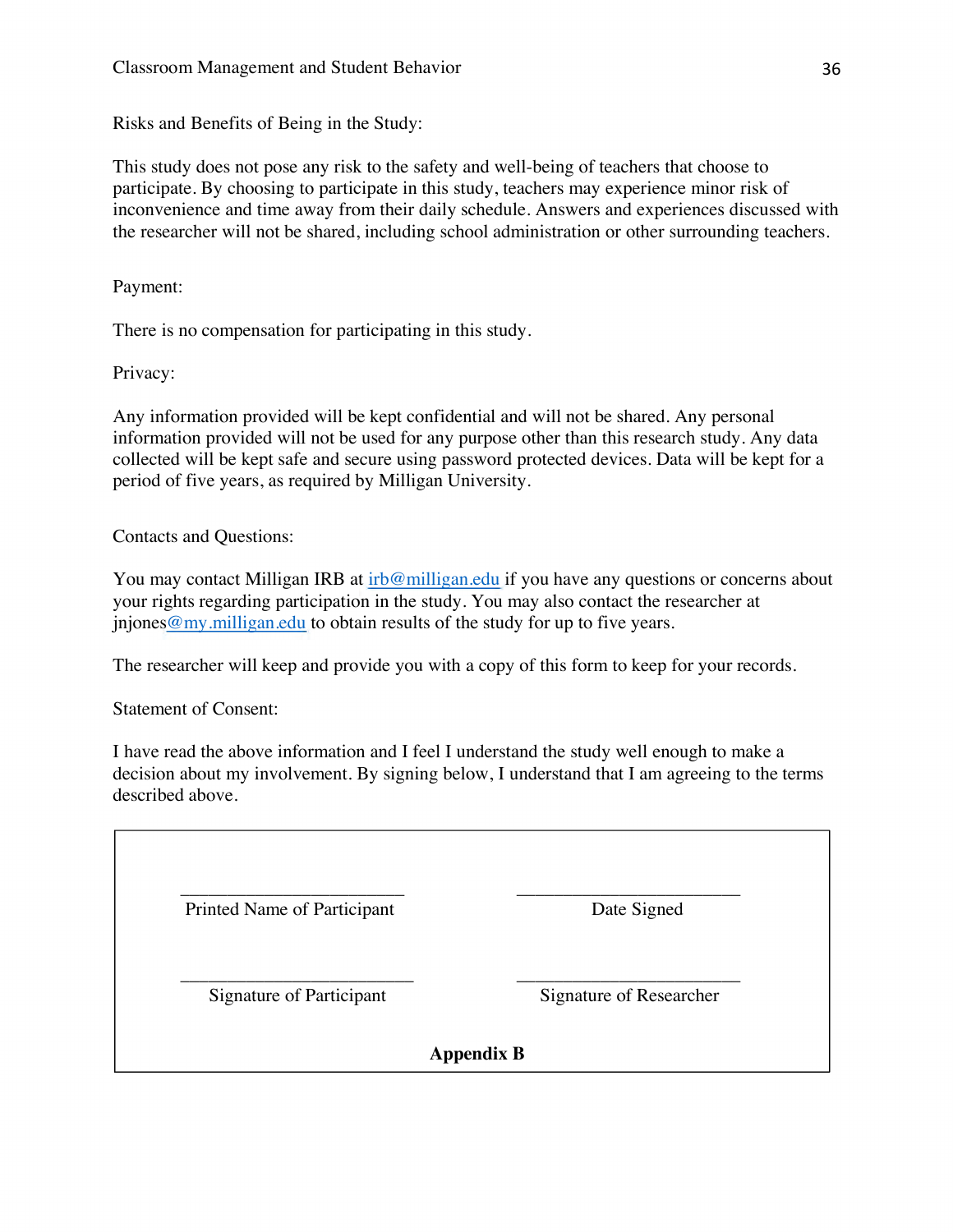Risks and Benefits of Being in the Study:

This study does not pose any risk to the safety and well-being of teachers that choose to participate. By choosing to participate in this study, teachers may experience minor risk of inconvenience and time away from their daily schedule. Answers and experiences discussed with the researcher will not be shared, including school administration or other surrounding teachers.

Payment:

There is no compensation for participating in this study.

Privacy:

Any information provided will be kept confidential and will not be shared. Any personal information provided will not be used for any purpose other than this research study. Any data collected will be kept safe and secure using password protected devices. Data will be kept for a period of five years, as required by Milligan University.

Contacts and Questions:

You may contact Milligan IRB at irb@milligan.edu if you have any questions or concerns about your rights regarding participation in the study. You may also contact the researcher at jnjones@my.milligan.edu to obtain results of the study for up to five years.

The researcher will keep and provide you with a copy of this form to keep for your records.

Statement of Consent:

I have read the above information and I feel I understand the study well enough to make a decision about my involvement. By signing below, I understand that I am agreeing to the terms described above.

| ________________________ | ________________________ |
|---|---|
| Printed Name of Participant | Date Signed |
| ________________________ | ________________________ |
| Signature of Participant | Signature of Researcher |

**Appendix B**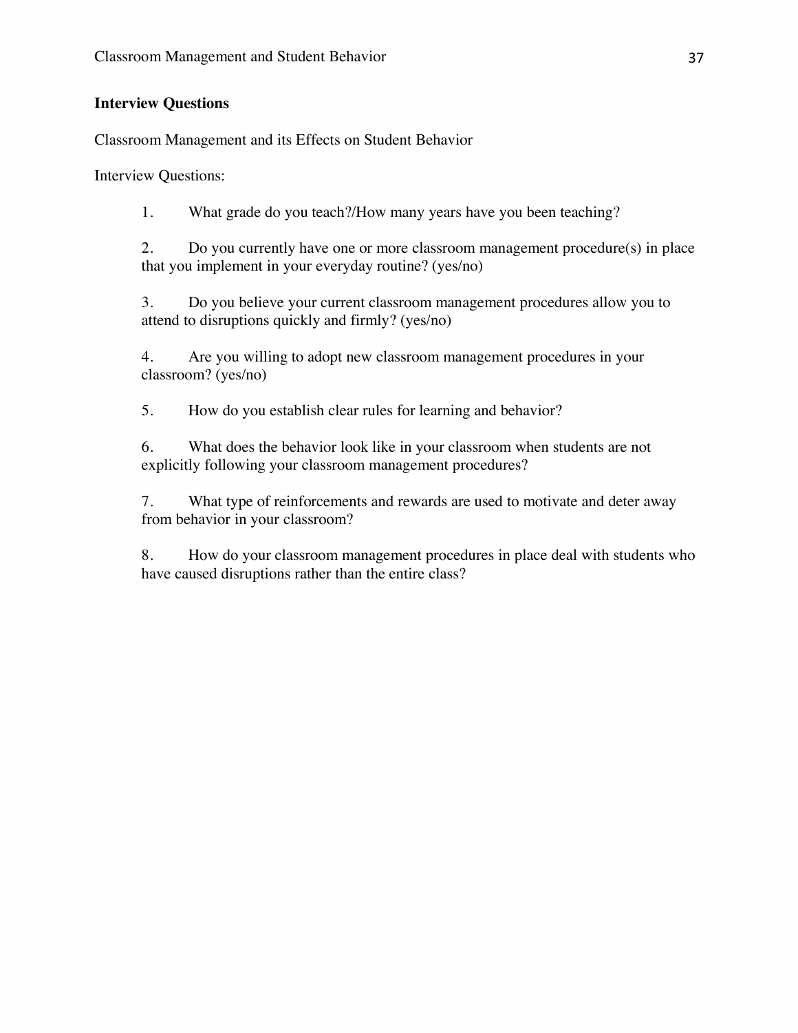## Interview Questions

Classroom Management and its Effects on Student Behavior

Interview Questions:

1. What grade do you teach?/How many years have you been teaching?

2. Do you currently have one or more classroom management procedure(s) in place that you implement in your everyday routine? (yes/no)

3. Do you believe your current classroom management procedures allow you to attend to disruptions quickly and firmly? (yes/no)

4. Are you willing to adopt new classroom management procedures in your classroom? (yes/no)

5. How do you establish clear rules for learning and behavior?

6. What does the behavior look like in your classroom when students are not explicitly following your classroom management procedures?

7. What type of reinforcements and rewards are used to motivate and deter away from behavior in your classroom?

8. How do your classroom management procedures in place deal with students who have caused disruptions rather than the entire class?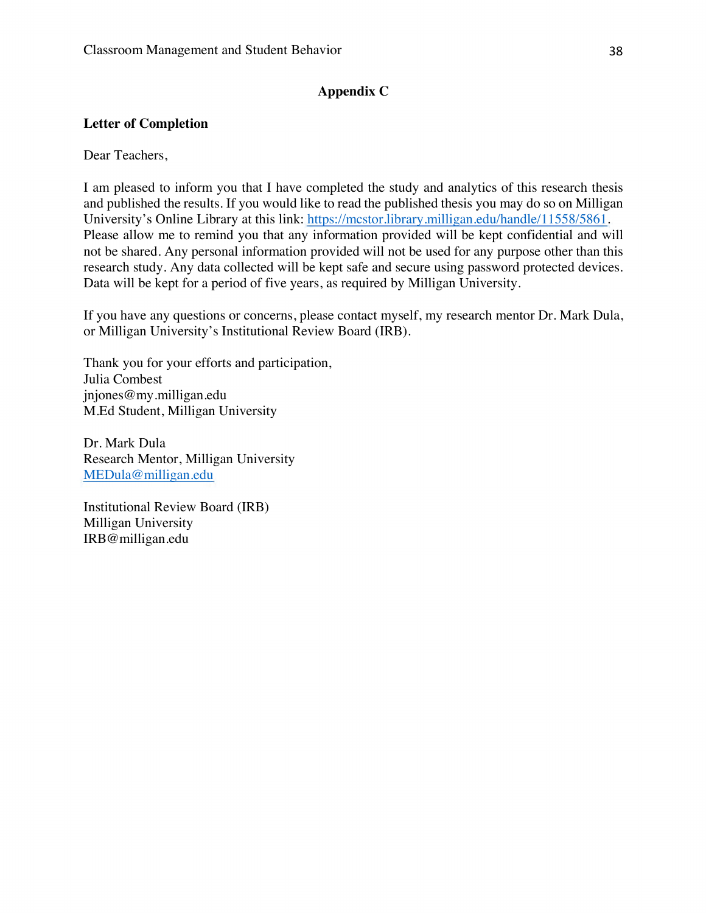## Appendix C

**Letter of Completion**

Dear Teachers,

I am pleased to inform you that I have completed the study and analytics of this research thesis and published the results. If you would like to read the published thesis you may do so on Milligan University's Online Library at this link: https://mcstor.library.milligan.edu/handle/11558/5861. Please allow me to remind you that any information provided will be kept confidential and will not be shared. Any personal information provided will not be used for any purpose other than this research study. Any data collected will be kept safe and secure using password protected devices. Data will be kept for a period of five years, as required by Milligan University.

If you have any questions or concerns, please contact myself, my research mentor Dr. Mark Dula, or Milligan University's Institutional Review Board (IRB).

Thank you for your efforts and participation,  
Julia Combest  
jnjones@my.milligan.edu  
M.Ed Student, Milligan University

Dr. Mark Dula  
Research Mentor, Milligan University  
MEDula@milligan.edu

Institutional Review Board (IRB)  
Milligan University  
IRB@milligan.edu